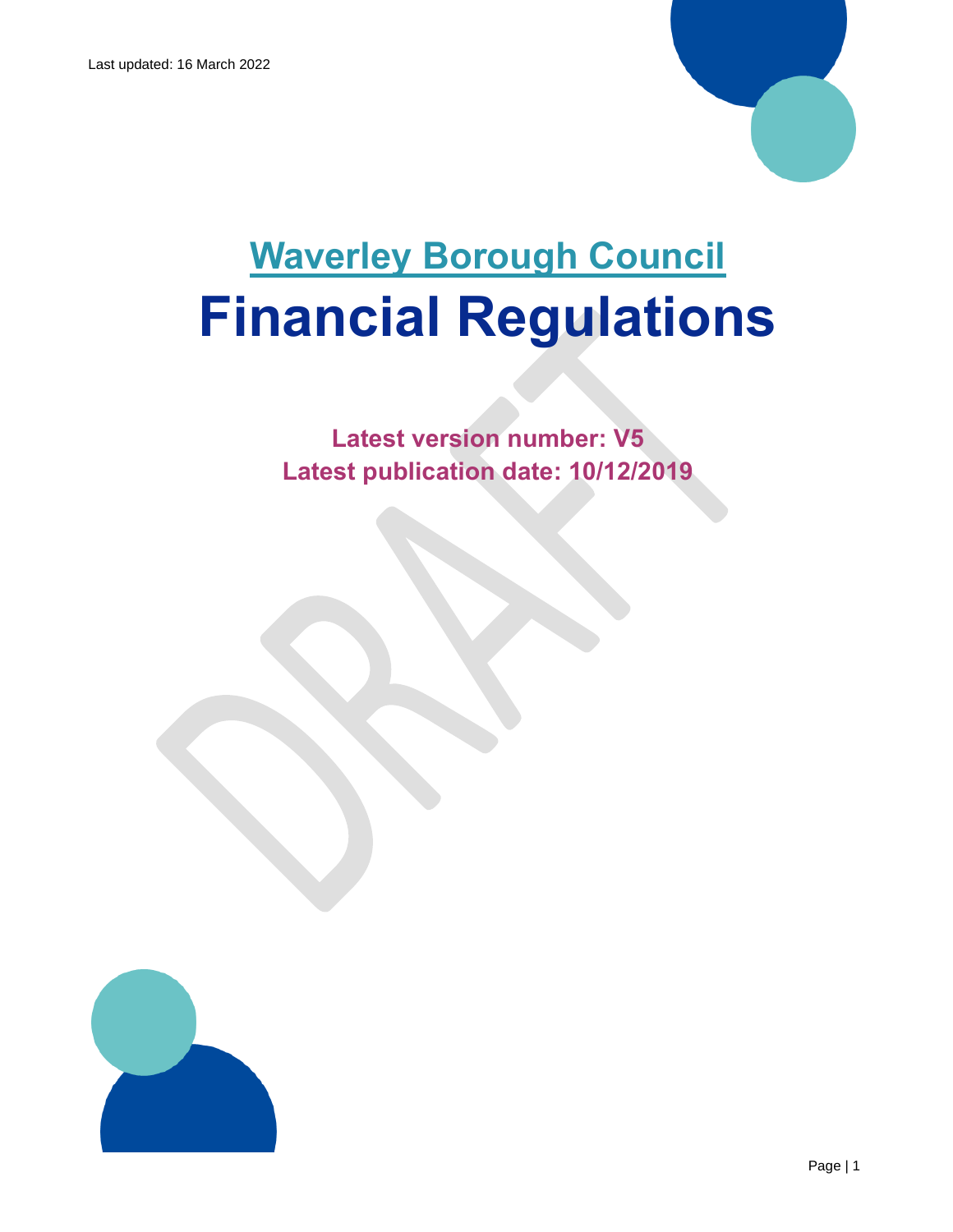Last updated: 16 March 2022

# Waverley Borough Council

# Financial Regulations

**Latest version number: V5**
**Latest publication date: 10/12/2019**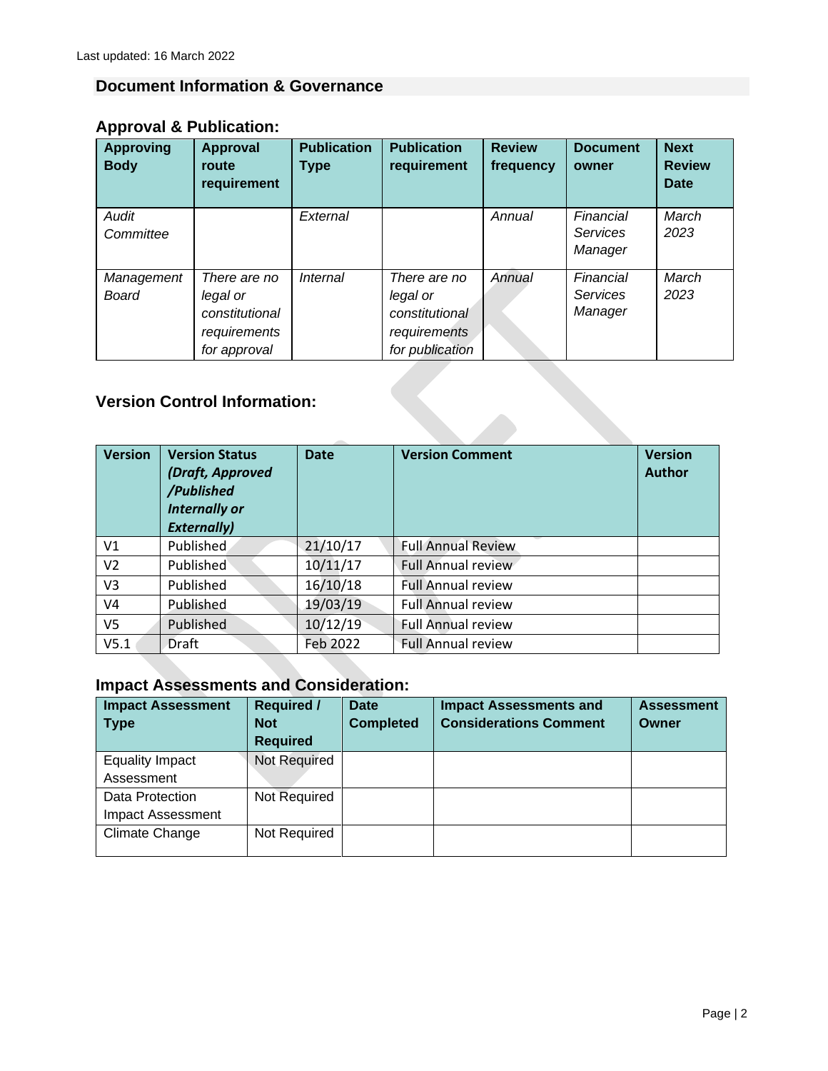Last updated: 16 March 2022

## Document Information & Governance

### Approval & Publication:

| Approving Body | Approval route requirement | Publication Type | Publication requirement | Review frequency | Document owner | Next Review Date |
|---|---|---|---|---|---|---|
| *Audit Committee* | | *External* | | *Annual* | *Financial Services Manager* | *March 2023* |
| *Management Board* | *There are no legal or constitutional requirements for approval* | *Internal* | *There are no legal or constitutional requirements for publication* | *Annual* | *Financial Services Manager* | *March 2023* |

### Version Control Information:

| Version | Version Status ***(Draft, Approved /Published Internally or Externally)*** | Date | Version Comment | Version Author |
|---|---|---|---|---|
| V1 | Published | 21/10/17 | Full Annual Review | |
| V2 | Published | 10/11/17 | Full Annual review | |
| V3 | Published | 16/10/18 | Full Annual review | |
| V4 | Published | 19/03/19 | Full Annual review | |
| V5 | Published | 10/12/19 | Full Annual review | |
| V5.1 | Draft | Feb 2022 | Full Annual review | |

### Impact Assessments and Consideration:

| Impact Assessment Type | Required / Not Required | Date Completed | Impact Assessments and Considerations Comment | Assessment Owner |
|---|---|---|---|---|
| Equality Impact Assessment | Not Required | | | |
| Data Protection Impact Assessment | Not Required | | | |
| Climate Change | Not Required | | | |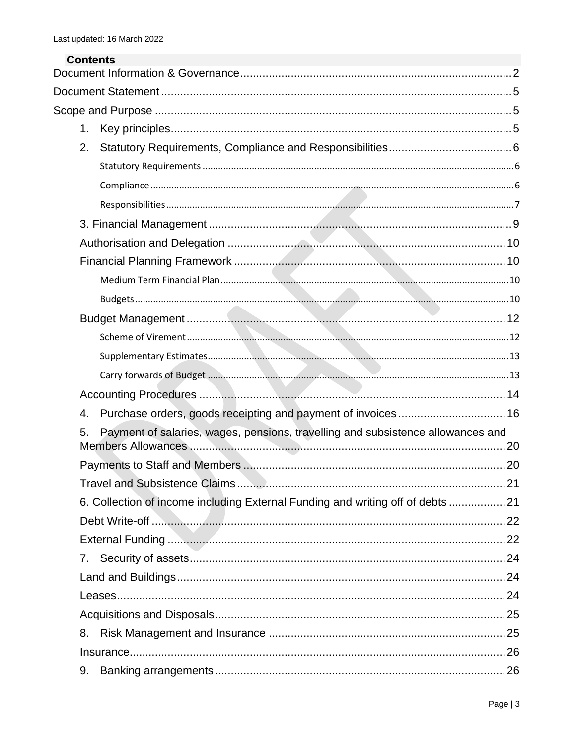Last updated: 16 March 2022

**Contents**

- Document Information & Governance .......... 2
- Document Statement .......... 5
- Scope and Purpose .......... 5
  1. Key principles .......... 5
  2. Statutory Requirements, Compliance and Responsibilities .......... 6
     - Statutory Requirements .......... 6
     - Compliance .......... 6
     - Responsibilities .......... 7
  3. Financial Management .......... 9
  - Authorisation and Delegation .......... 10
  - Financial Planning Framework .......... 10
     - Medium Term Financial Plan .......... 10
     - Budgets .......... 10
  - Budget Management .......... 12
     - Scheme of Virement .......... 12
     - Supplementary Estimates .......... 13
     - Carry forwards of Budget .......... 13
  - Accounting Procedures .......... 14
  4. Purchase orders, goods receipting and payment of invoices .......... 16
  5. Payment of salaries, wages, pensions, travelling and subsistence allowances and Members Allowances .......... 20
  - Payments to Staff and Members .......... 20
  - Travel and Subsistence Claims .......... 21
  6. Collection of income including External Funding and writing off of debts .......... 21
  - Debt Write-off .......... 22
  - External Funding .......... 22
  7. Security of assets .......... 24
  - Land and Buildings .......... 24
  - Leases .......... 24
  - Acquisitions and Disposals .......... 25
  8. Risk Management and Insurance .......... 25
  - Insurance .......... 26
  9. Banking arrangements .......... 26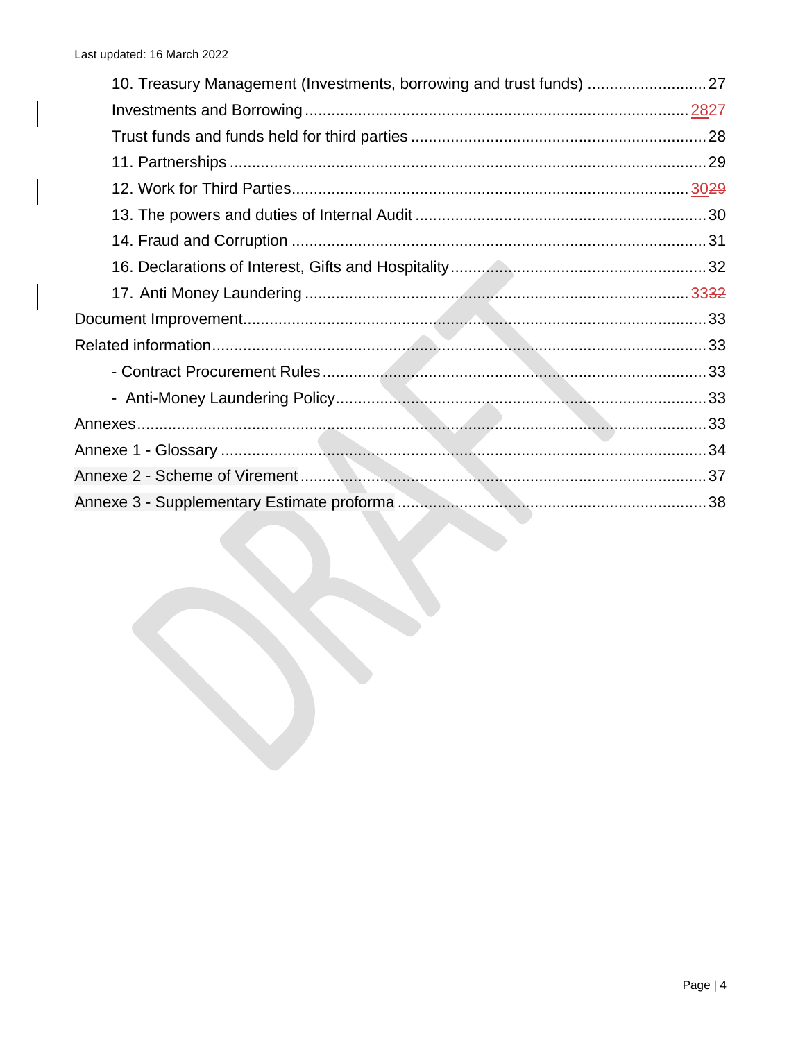10. Treasury Management (Investments, borrowing and trust funds) ........................... 27

Investments and Borrowing ...................................................................................... 2827

Trust funds and funds held for third parties .................................................................. 28

11. Partnerships ........................................................................................................... 29

12. Work for Third Parties......................................................................................... 3029

13. The powers and duties of Internal Audit ................................................................. 30

14. Fraud and Corruption .............................................................................................. 31

16. Declarations of Interest, Gifts and Hospitality........................................................... 32

17. Anti Money Laundering ....................................................................................... 3332

Document Improvement................................................................................................... 33

Related information........................................................................................................... 33

- Contract Procurement Rules ........................................................................................ 33

- Anti-Money Laundering Policy...................................................................................... 33

Annexes............................................................................................................................ 33

Annexe 1 - Glossary .......................................................................................................... 34

Annexe 2 - Scheme of Virement ....................................................................................... 37

Annexe 3 - Supplementary Estimate proforma .................................................................. 38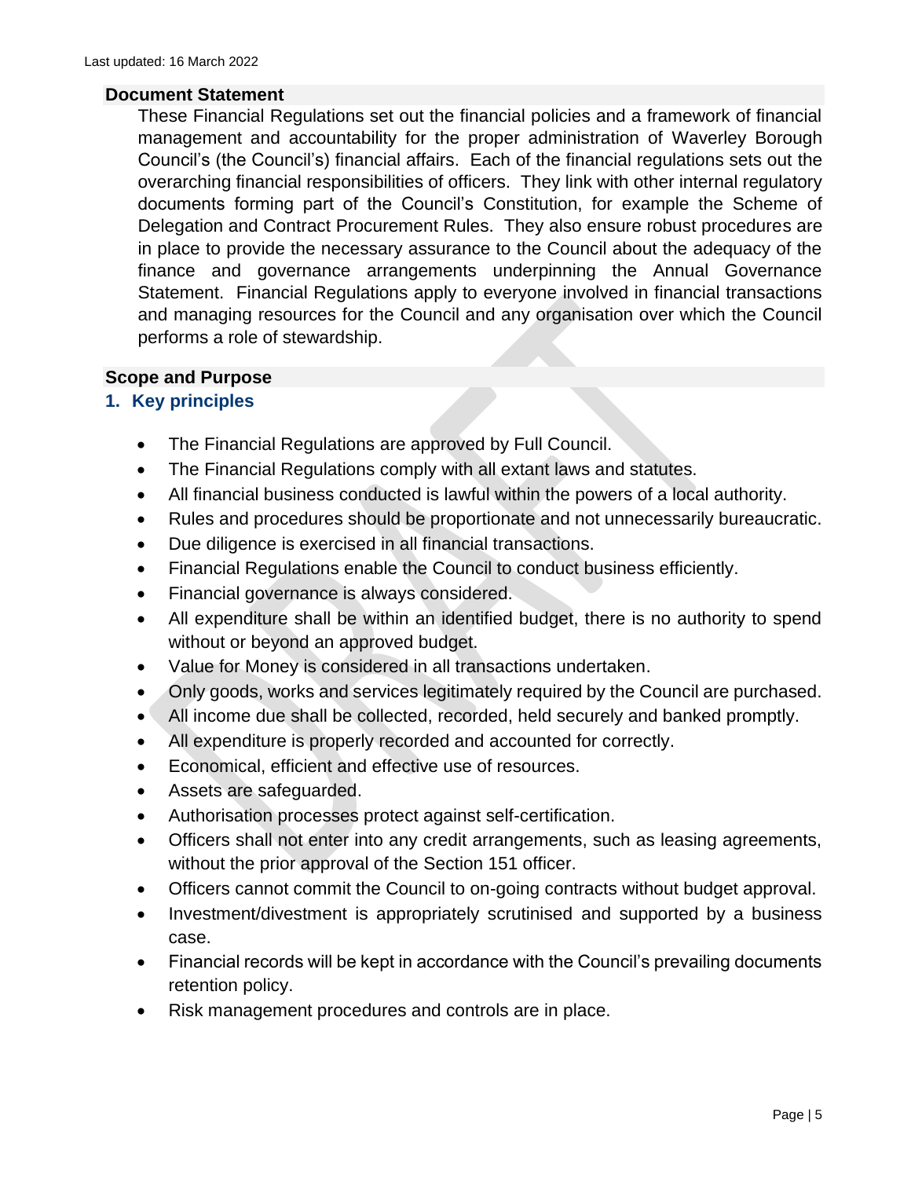Last updated: 16 March 2022

## Document Statement

These Financial Regulations set out the financial policies and a framework of financial management and accountability for the proper administration of Waverley Borough Council's (the Council's) financial affairs. Each of the financial regulations sets out the overarching financial responsibilities of officers. They link with other internal regulatory documents forming part of the Council's Constitution, for example the Scheme of Delegation and Contract Procurement Rules. They also ensure robust procedures are in place to provide the necessary assurance to the Council about the adequacy of the finance and governance arrangements underpinning the Annual Governance Statement. Financial Regulations apply to everyone involved in financial transactions and managing resources for the Council and any organisation over which the Council performs a role of stewardship.

## Scope and Purpose

### 1. Key principles

- The Financial Regulations are approved by Full Council.
- The Financial Regulations comply with all extant laws and statutes.
- All financial business conducted is lawful within the powers of a local authority.
- Rules and procedures should be proportionate and not unnecessarily bureaucratic.
- Due diligence is exercised in all financial transactions.
- Financial Regulations enable the Council to conduct business efficiently.
- Financial governance is always considered.
- All expenditure shall be within an identified budget, there is no authority to spend without or beyond an approved budget.
- Value for Money is considered in all transactions undertaken.
- Only goods, works and services legitimately required by the Council are purchased.
- All income due shall be collected, recorded, held securely and banked promptly.
- All expenditure is properly recorded and accounted for correctly.
- Economical, efficient and effective use of resources.
- Assets are safeguarded.
- Authorisation processes protect against self-certification.
- Officers shall not enter into any credit arrangements, such as leasing agreements, without the prior approval of the Section 151 officer.
- Officers cannot commit the Council to on-going contracts without budget approval.
- Investment/divestment is appropriately scrutinised and supported by a business case.
- Financial records will be kept in accordance with the Council's prevailing documents retention policy.
- Risk management procedures and controls are in place.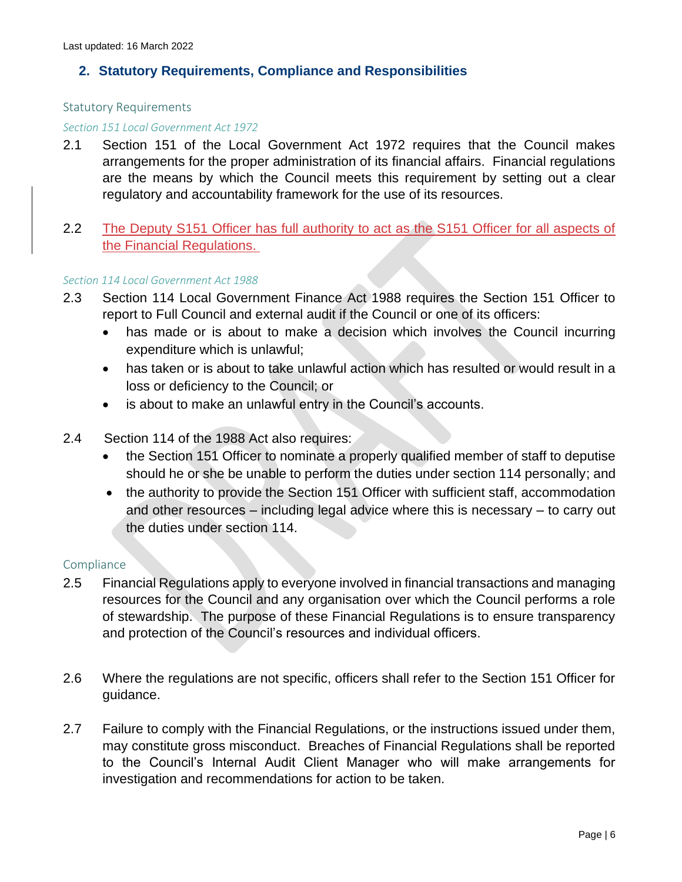Last updated: 16 March 2022

## 2. Statutory Requirements, Compliance and Responsibilities

### Statutory Requirements

*Section 151 Local Government Act 1972*

2.1 Section 151 of the Local Government Act 1972 requires that the Council makes arrangements for the proper administration of its financial affairs. Financial regulations are the means by which the Council meets this requirement by setting out a clear regulatory and accountability framework for the use of its resources.

2.2 The Deputy S151 Officer has full authority to act as the S151 Officer for all aspects of the Financial Regulations.

*Section 114 Local Government Act 1988*

2.3 Section 114 Local Government Finance Act 1988 requires the Section 151 Officer to report to Full Council and external audit if the Council or one of its officers:

- has made or is about to make a decision which involves the Council incurring expenditure which is unlawful;
- has taken or is about to take unlawful action which has resulted or would result in a loss or deficiency to the Council; or
- is about to make an unlawful entry in the Council's accounts.

2.4 Section 114 of the 1988 Act also requires:

- the Section 151 Officer to nominate a properly qualified member of staff to deputise should he or she be unable to perform the duties under section 114 personally; and
- the authority to provide the Section 151 Officer with sufficient staff, accommodation and other resources – including legal advice where this is necessary – to carry out the duties under section 114.

### Compliance

2.5 Financial Regulations apply to everyone involved in financial transactions and managing resources for the Council and any organisation over which the Council performs a role of stewardship. The purpose of these Financial Regulations is to ensure transparency and protection of the Council's resources and individual officers.

2.6 Where the regulations are not specific, officers shall refer to the Section 151 Officer for guidance.

2.7 Failure to comply with the Financial Regulations, or the instructions issued under them, may constitute gross misconduct. Breaches of Financial Regulations shall be reported to the Council's Internal Audit Client Manager who will make arrangements for investigation and recommendations for action to be taken.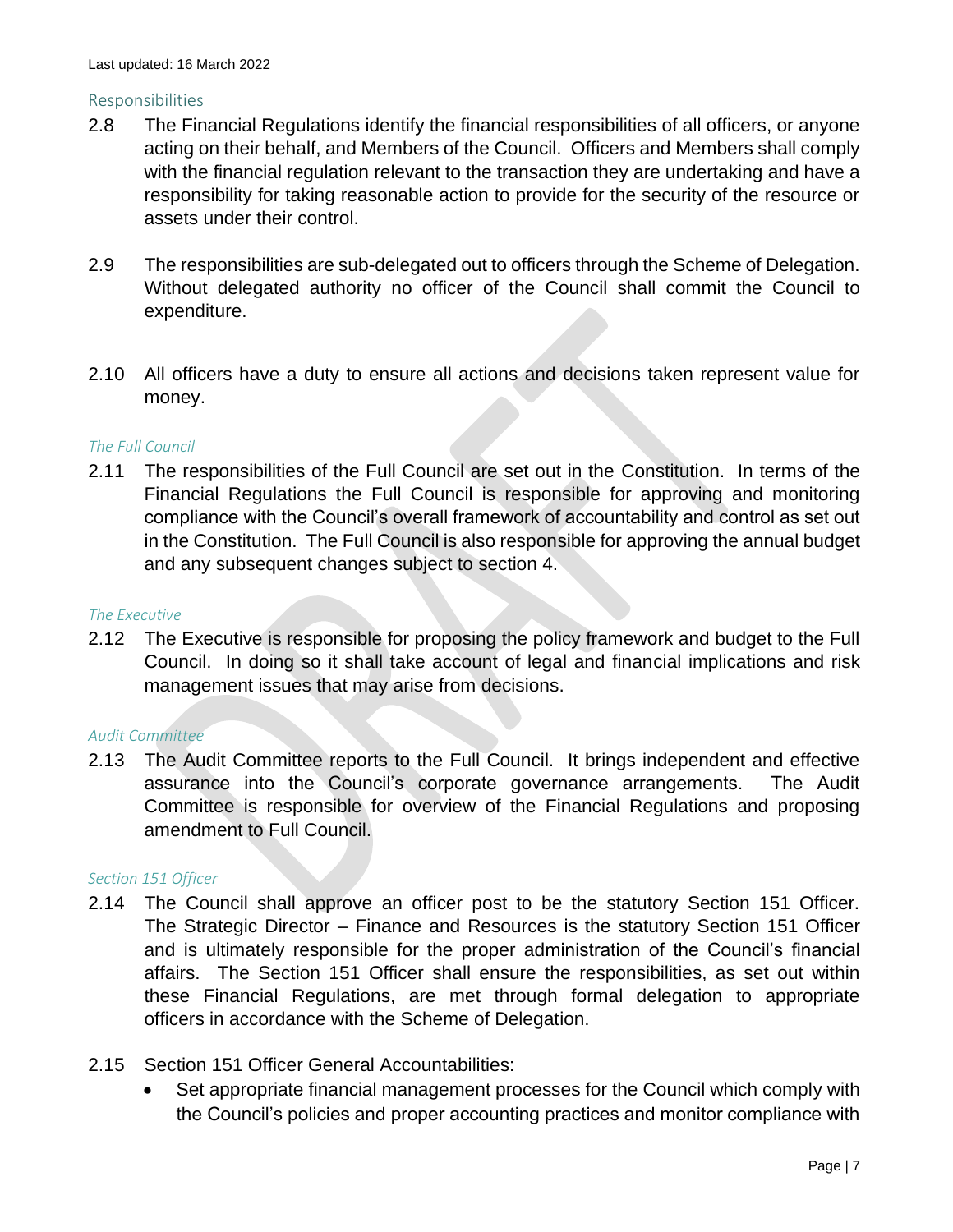Last updated: 16 March 2022

## Responsibilities

2.8 The Financial Regulations identify the financial responsibilities of all officers, or anyone acting on their behalf, and Members of the Council. Officers and Members shall comply with the financial regulation relevant to the transaction they are undertaking and have a responsibility for taking reasonable action to provide for the security of the resource or assets under their control.

2.9 The responsibilities are sub-delegated out to officers through the Scheme of Delegation. Without delegated authority no officer of the Council shall commit the Council to expenditure.

2.10 All officers have a duty to ensure all actions and decisions taken represent value for money.

### *The Full Council*

2.11 The responsibilities of the Full Council are set out in the Constitution. In terms of the Financial Regulations the Full Council is responsible for approving and monitoring compliance with the Council's overall framework of accountability and control as set out in the Constitution. The Full Council is also responsible for approving the annual budget and any subsequent changes subject to section 4.

### *The Executive*

2.12 The Executive is responsible for proposing the policy framework and budget to the Full Council. In doing so it shall take account of legal and financial implications and risk management issues that may arise from decisions.

### *Audit Committee*

2.13 The Audit Committee reports to the Full Council. It brings independent and effective assurance into the Council's corporate governance arrangements. The Audit Committee is responsible for overview of the Financial Regulations and proposing amendment to Full Council.

### *Section 151 Officer*

2.14 The Council shall approve an officer post to be the statutory Section 151 Officer. The Strategic Director – Finance and Resources is the statutory Section 151 Officer and is ultimately responsible for the proper administration of the Council's financial affairs. The Section 151 Officer shall ensure the responsibilities, as set out within these Financial Regulations, are met through formal delegation to appropriate officers in accordance with the Scheme of Delegation.

2.15 Section 151 Officer General Accountabilities:

- Set appropriate financial management processes for the Council which comply with the Council's policies and proper accounting practices and monitor compliance with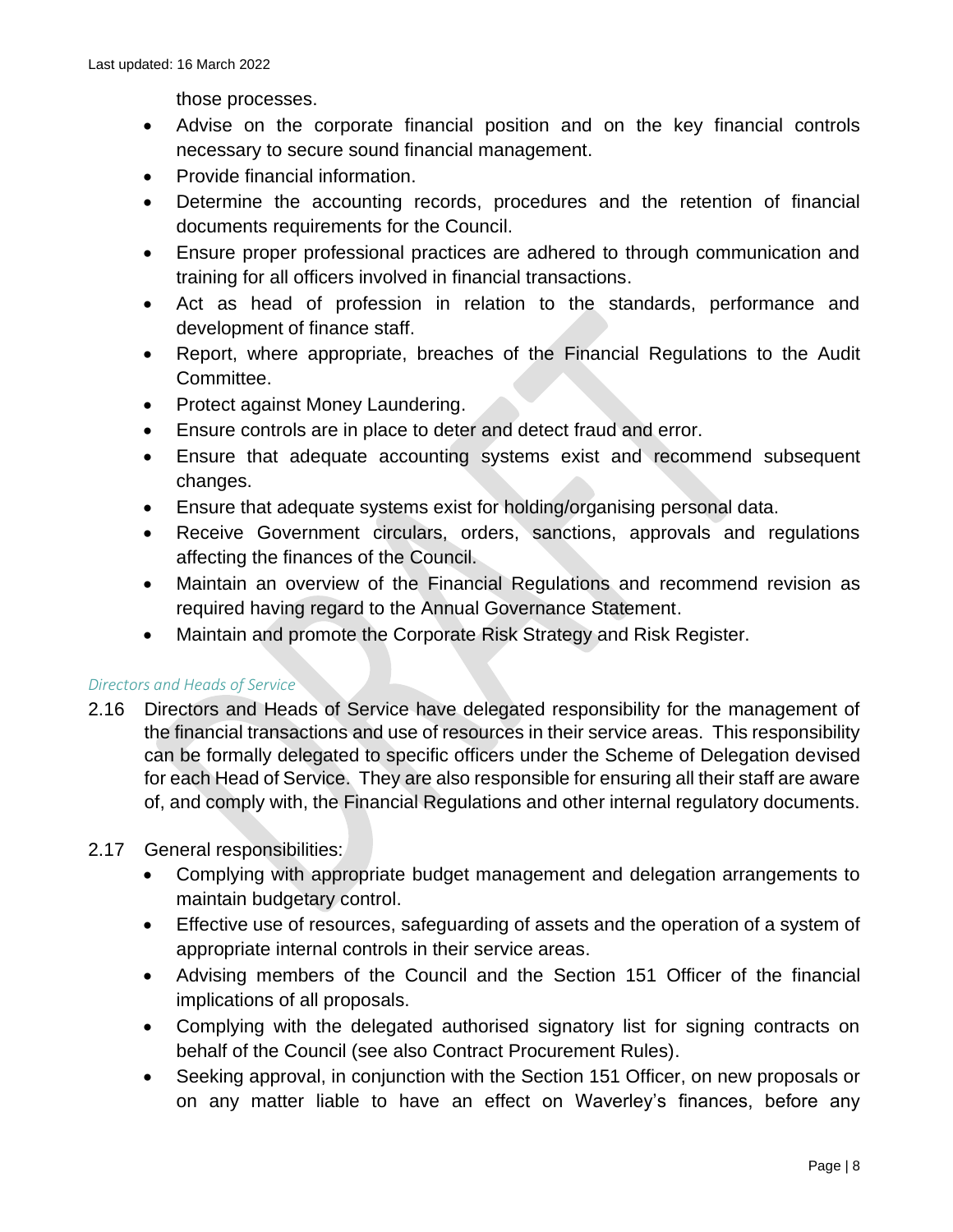those processes.

- Advise on the corporate financial position and on the key financial controls necessary to secure sound financial management.
- Provide financial information.
- Determine the accounting records, procedures and the retention of financial documents requirements for the Council.
- Ensure proper professional practices are adhered to through communication and training for all officers involved in financial transactions.
- Act as head of profession in relation to the standards, performance and development of finance staff.
- Report, where appropriate, breaches of the Financial Regulations to the Audit Committee.
- Protect against Money Laundering.
- Ensure controls are in place to deter and detect fraud and error.
- Ensure that adequate accounting systems exist and recommend subsequent changes.
- Ensure that adequate systems exist for holding/organising personal data.
- Receive Government circulars, orders, sanctions, approvals and regulations affecting the finances of the Council.
- Maintain an overview of the Financial Regulations and recommend revision as required having regard to the Annual Governance Statement.
- Maintain and promote the Corporate Risk Strategy and Risk Register.

*Directors and Heads of Service*

2.16 Directors and Heads of Service have delegated responsibility for the management of the financial transactions and use of resources in their service areas. This responsibility can be formally delegated to specific officers under the Scheme of Delegation devised for each Head of Service. They are also responsible for ensuring all their staff are aware of, and comply with, the Financial Regulations and other internal regulatory documents.

2.17 General responsibilities:

- Complying with appropriate budget management and delegation arrangements to maintain budgetary control.
- Effective use of resources, safeguarding of assets and the operation of a system of appropriate internal controls in their service areas.
- Advising members of the Council and the Section 151 Officer of the financial implications of all proposals.
- Complying with the delegated authorised signatory list for signing contracts on behalf of the Council (see also Contract Procurement Rules).
- Seeking approval, in conjunction with the Section 151 Officer, on new proposals or on any matter liable to have an effect on Waverley's finances, before any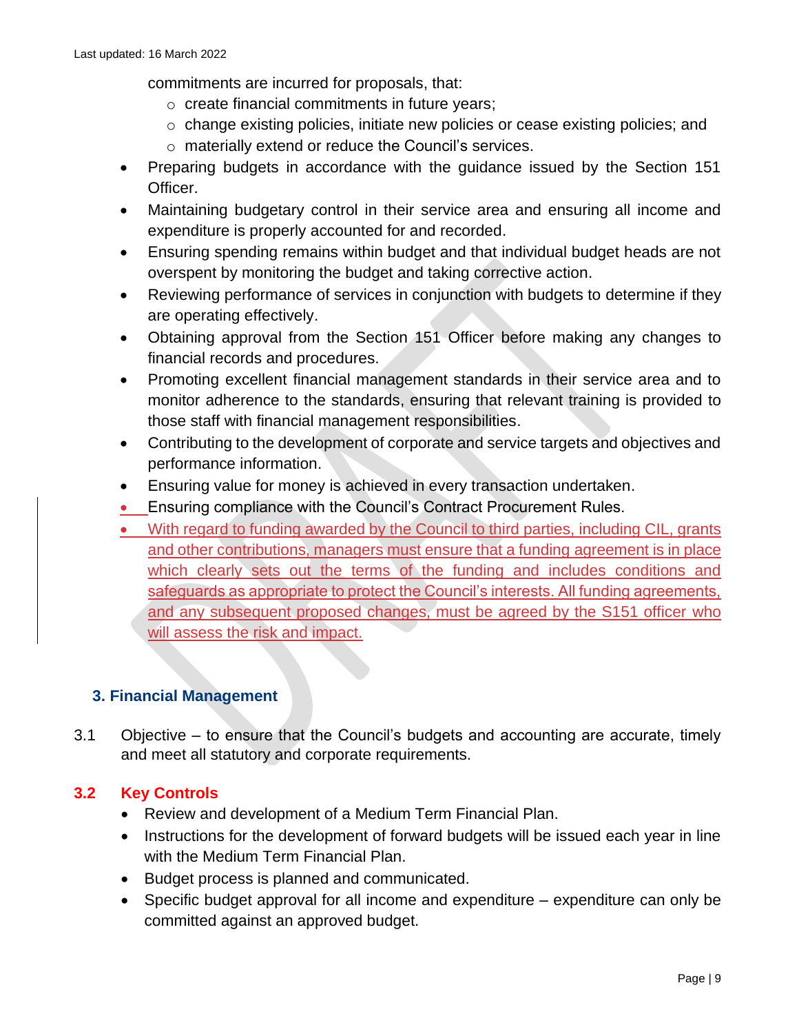commitments are incurred for proposals, that:
   - create financial commitments in future years;
   - change existing policies, initiate new policies or cease existing policies; and
   - materially extend or reduce the Council's services.
- Preparing budgets in accordance with the guidance issued by the Section 151 Officer.
- Maintaining budgetary control in their service area and ensuring all income and expenditure is properly accounted for and recorded.
- Ensuring spending remains within budget and that individual budget heads are not overspent by monitoring the budget and taking corrective action.
- Reviewing performance of services in conjunction with budgets to determine if they are operating effectively.
- Obtaining approval from the Section 151 Officer before making any changes to financial records and procedures.
- Promoting excellent financial management standards in their service area and to monitor adherence to the standards, ensuring that relevant training is provided to those staff with financial management responsibilities.
- Contributing to the development of corporate and service targets and objectives and performance information.
- Ensuring value for money is achieved in every transaction undertaken.
- Ensuring compliance with the Council's Contract Procurement Rules.
- With regard to funding awarded by the Council to third parties, including CIL, grants and other contributions, managers must ensure that a funding agreement is in place which clearly sets out the terms of the funding and includes conditions and safeguards as appropriate to protect the Council's interests. All funding agreements, and any subsequent proposed changes, must be agreed by the S151 officer who will assess the risk and impact.

## 3. Financial Management

3.1 Objective – to ensure that the Council's budgets and accounting are accurate, timely and meet all statutory and corporate requirements.

### 3.2 Key Controls

- Review and development of a Medium Term Financial Plan.
- Instructions for the development of forward budgets will be issued each year in line with the Medium Term Financial Plan.
- Budget process is planned and communicated.
- Specific budget approval for all income and expenditure – expenditure can only be committed against an approved budget.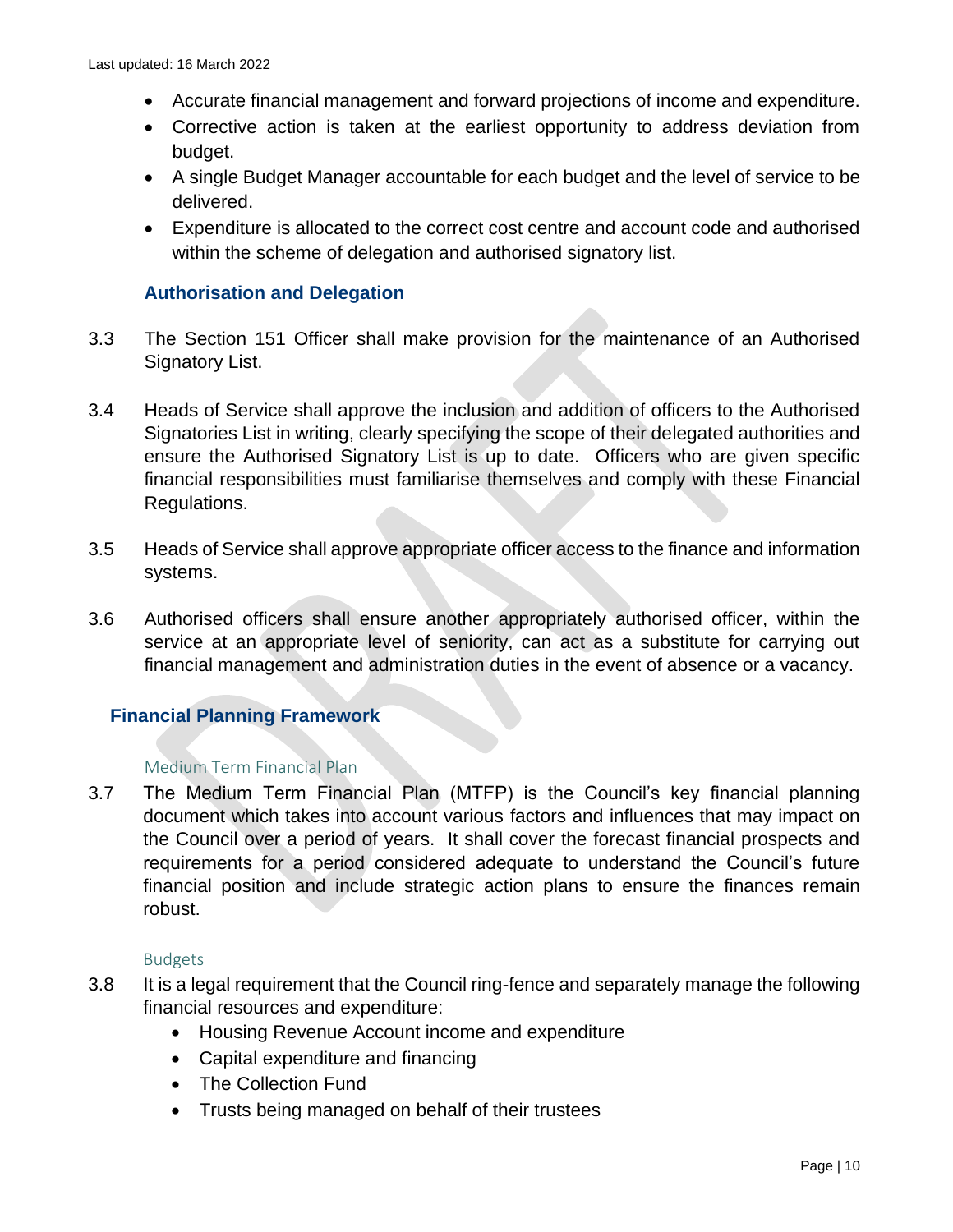- Accurate financial management and forward projections of income and expenditure.
- Corrective action is taken at the earliest opportunity to address deviation from budget.
- A single Budget Manager accountable for each budget and the level of service to be delivered.
- Expenditure is allocated to the correct cost centre and account code and authorised within the scheme of delegation and authorised signatory list.

### Authorisation and Delegation

3.3 The Section 151 Officer shall make provision for the maintenance of an Authorised Signatory List.

3.4 Heads of Service shall approve the inclusion and addition of officers to the Authorised Signatories List in writing, clearly specifying the scope of their delegated authorities and ensure the Authorised Signatory List is up to date. Officers who are given specific financial responsibilities must familiarise themselves and comply with these Financial Regulations.

3.5 Heads of Service shall approve appropriate officer access to the finance and information systems.

3.6 Authorised officers shall ensure another appropriately authorised officer, within the service at an appropriate level of seniority, can act as a substitute for carrying out financial management and administration duties in the event of absence or a vacancy.

## Financial Planning Framework

#### Medium Term Financial Plan

3.7 The Medium Term Financial Plan (MTFP) is the Council's key financial planning document which takes into account various factors and influences that may impact on the Council over a period of years. It shall cover the forecast financial prospects and requirements for a period considered adequate to understand the Council's future financial position and include strategic action plans to ensure the finances remain robust.

#### Budgets

3.8 It is a legal requirement that the Council ring-fence and separately manage the following financial resources and expenditure:

- Housing Revenue Account income and expenditure
- Capital expenditure and financing
- The Collection Fund
- Trusts being managed on behalf of their trustees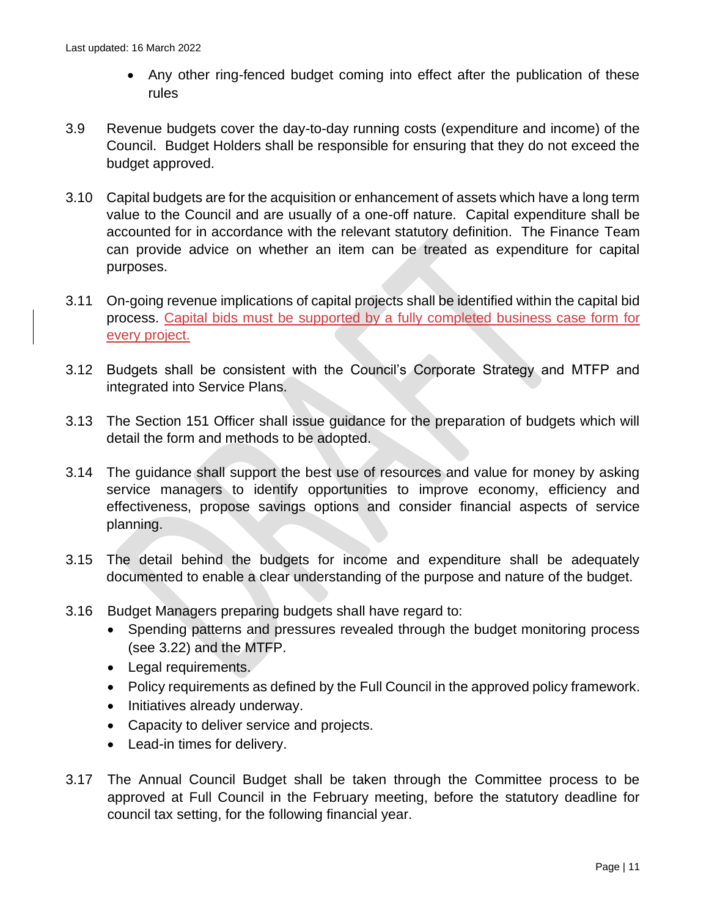- Any other ring-fenced budget coming into effect after the publication of these rules

3.9 Revenue budgets cover the day-to-day running costs (expenditure and income) of the Council. Budget Holders shall be responsible for ensuring that they do not exceed the budget approved.

3.10 Capital budgets are for the acquisition or enhancement of assets which have a long term value to the Council and are usually of a one-off nature. Capital expenditure shall be accounted for in accordance with the relevant statutory definition. The Finance Team can provide advice on whether an item can be treated as expenditure for capital purposes.

3.11 On-going revenue implications of capital projects shall be identified within the capital bid process. Capital bids must be supported by a fully completed business case form for every project.

3.12 Budgets shall be consistent with the Council's Corporate Strategy and MTFP and integrated into Service Plans.

3.13 The Section 151 Officer shall issue guidance for the preparation of budgets which will detail the form and methods to be adopted.

3.14 The guidance shall support the best use of resources and value for money by asking service managers to identify opportunities to improve economy, efficiency and effectiveness, propose savings options and consider financial aspects of service planning.

3.15 The detail behind the budgets for income and expenditure shall be adequately documented to enable a clear understanding of the purpose and nature of the budget.

3.16 Budget Managers preparing budgets shall have regard to:

- Spending patterns and pressures revealed through the budget monitoring process (see 3.22) and the MTFP.
- Legal requirements.
- Policy requirements as defined by the Full Council in the approved policy framework.
- Initiatives already underway.
- Capacity to deliver service and projects.
- Lead-in times for delivery.

3.17 The Annual Council Budget shall be taken through the Committee process to be approved at Full Council in the February meeting, before the statutory deadline for council tax setting, for the following financial year.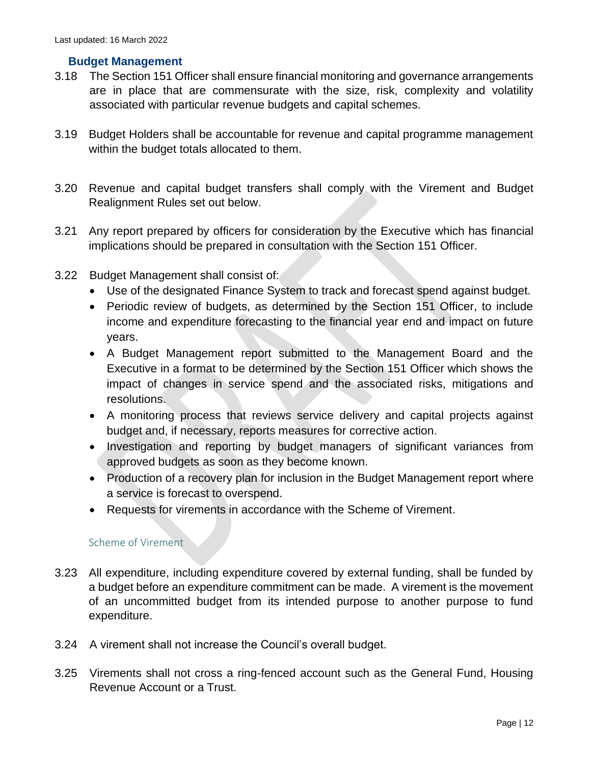Last updated: 16 March 2022

### Budget Management

3.18 The Section 151 Officer shall ensure financial monitoring and governance arrangements are in place that are commensurate with the size, risk, complexity and volatility associated with particular revenue budgets and capital schemes.

3.19 Budget Holders shall be accountable for revenue and capital programme management within the budget totals allocated to them.

3.20 Revenue and capital budget transfers shall comply with the Virement and Budget Realignment Rules set out below.

3.21 Any report prepared by officers for consideration by the Executive which has financial implications should be prepared in consultation with the Section 151 Officer.

3.22 Budget Management shall consist of:

- Use of the designated Finance System to track and forecast spend against budget.
- Periodic review of budgets, as determined by the Section 151 Officer, to include income and expenditure forecasting to the financial year end and impact on future years.
- A Budget Management report submitted to the Management Board and the Executive in a format to be determined by the Section 151 Officer which shows the impact of changes in service spend and the associated risks, mitigations and resolutions.
- A monitoring process that reviews service delivery and capital projects against budget and, if necessary, reports measures for corrective action.
- Investigation and reporting by budget managers of significant variances from approved budgets as soon as they become known.
- Production of a recovery plan for inclusion in the Budget Management report where a service is forecast to overspend.
- Requests for virements in accordance with the Scheme of Virement.

#### Scheme of Virement

3.23 All expenditure, including expenditure covered by external funding, shall be funded by a budget before an expenditure commitment can be made. A virement is the movement of an uncommitted budget from its intended purpose to another purpose to fund expenditure.

3.24 A virement shall not increase the Council's overall budget.

3.25 Virements shall not cross a ring-fenced account such as the General Fund, Housing Revenue Account or a Trust.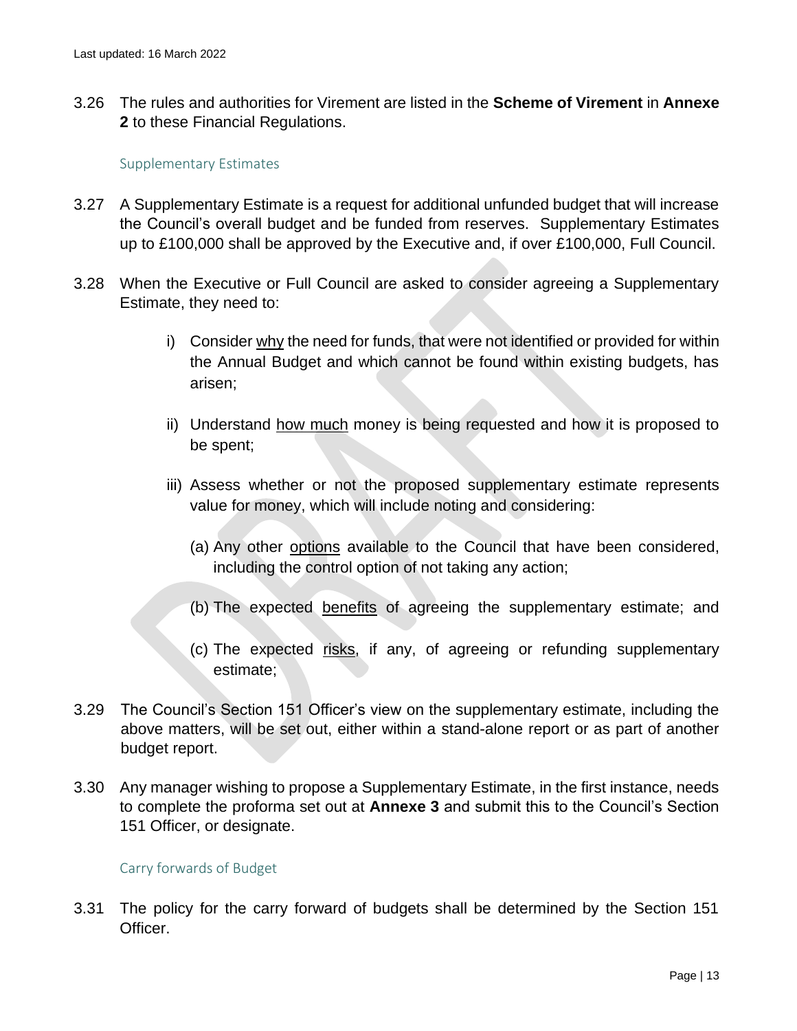3.26 The rules and authorities for Virement are listed in the **Scheme of Virement** in **Annexe 2** to these Financial Regulations.

### Supplementary Estimates

3.27 A Supplementary Estimate is a request for additional unfunded budget that will increase the Council's overall budget and be funded from reserves. Supplementary Estimates up to £100,000 shall be approved by the Executive and, if over £100,000, Full Council.

3.28 When the Executive or Full Council are asked to consider agreeing a Supplementary Estimate, they need to:

- i) Consider <u>why</u> the need for funds, that were not identified or provided for within the Annual Budget and which cannot be found within existing budgets, has arisen;
- ii) Understand <u>how much</u> money is being requested and how it is proposed to be spent;
- iii) Assess whether or not the proposed supplementary estimate represents value for money, which will include noting and considering:
  - (a) Any other <u>options</u> available to the Council that have been considered, including the control option of not taking any action;
  - (b) The expected <u>benefits</u> of agreeing the supplementary estimate; and
  - (c) The expected <u>risks</u>, if any, of agreeing or refunding supplementary estimate;

3.29 The Council's Section 151 Officer's view on the supplementary estimate, including the above matters, will be set out, either within a stand-alone report or as part of another budget report.

3.30 Any manager wishing to propose a Supplementary Estimate, in the first instance, needs to complete the proforma set out at **Annexe 3** and submit this to the Council's Section 151 Officer, or designate.

### Carry forwards of Budget

3.31 The policy for the carry forward of budgets shall be determined by the Section 151 Officer.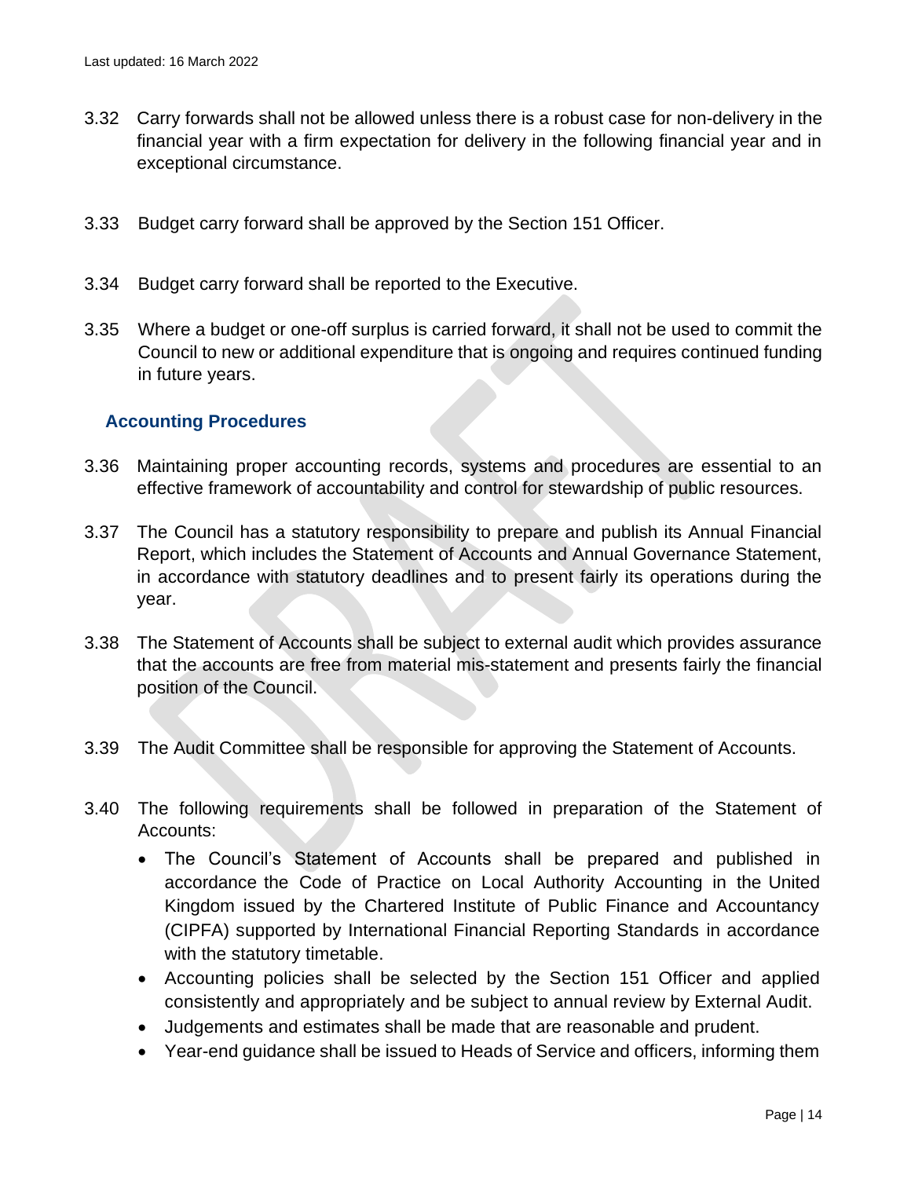3.32 Carry forwards shall not be allowed unless there is a robust case for non-delivery in the financial year with a firm expectation for delivery in the following financial year and in exceptional circumstance.

3.33 Budget carry forward shall be approved by the Section 151 Officer.

3.34 Budget carry forward shall be reported to the Executive.

3.35 Where a budget or one-off surplus is carried forward, it shall not be used to commit the Council to new or additional expenditure that is ongoing and requires continued funding in future years.

### Accounting Procedures

3.36 Maintaining proper accounting records, systems and procedures are essential to an effective framework of accountability and control for stewardship of public resources.

3.37 The Council has a statutory responsibility to prepare and publish its Annual Financial Report, which includes the Statement of Accounts and Annual Governance Statement, in accordance with statutory deadlines and to present fairly its operations during the year.

3.38 The Statement of Accounts shall be subject to external audit which provides assurance that the accounts are free from material mis-statement and presents fairly the financial position of the Council.

3.39 The Audit Committee shall be responsible for approving the Statement of Accounts.

3.40 The following requirements shall be followed in preparation of the Statement of Accounts:

- The Council's Statement of Accounts shall be prepared and published in accordance the Code of Practice on Local Authority Accounting in the United Kingdom issued by the Chartered Institute of Public Finance and Accountancy (CIPFA) supported by International Financial Reporting Standards in accordance with the statutory timetable.
- Accounting policies shall be selected by the Section 151 Officer and applied consistently and appropriately and be subject to annual review by External Audit.
- Judgements and estimates shall be made that are reasonable and prudent.
- Year-end guidance shall be issued to Heads of Service and officers, informing them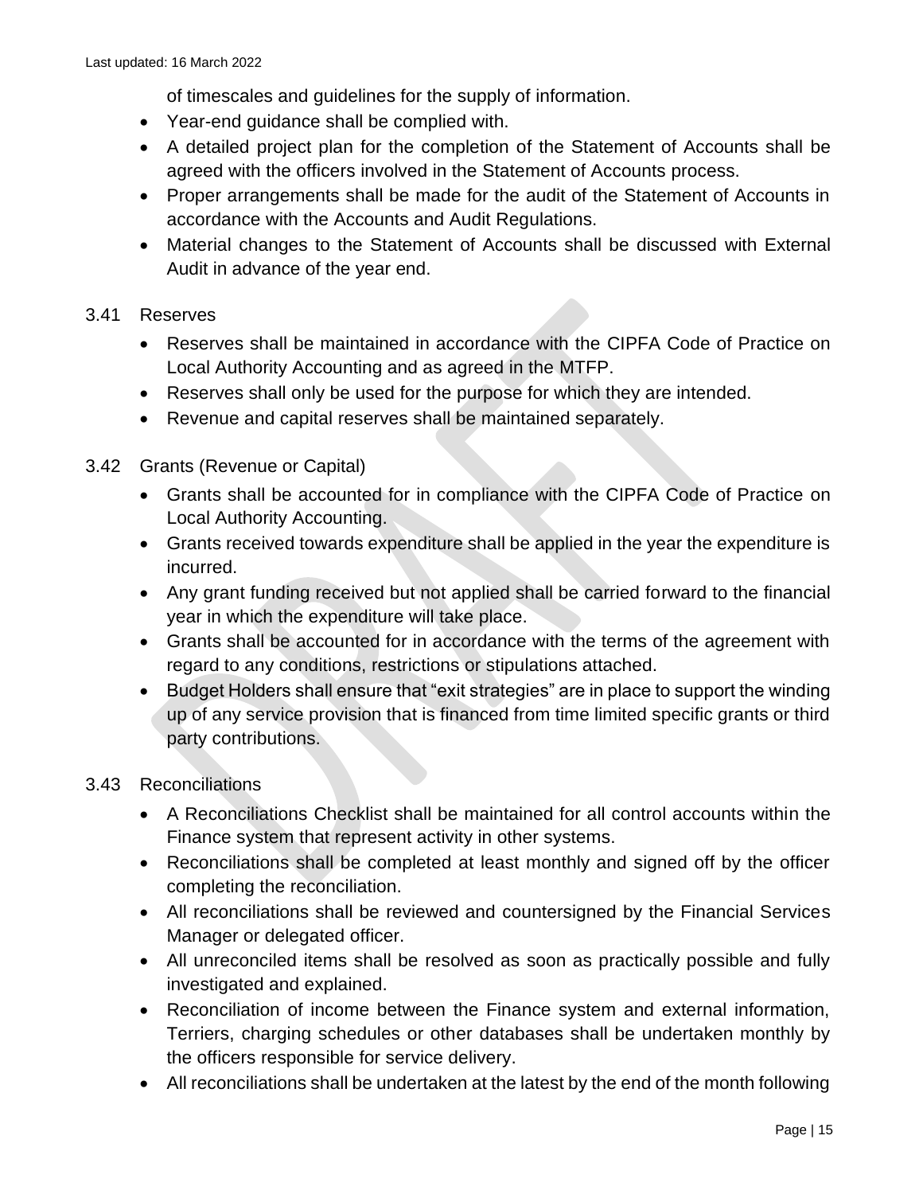of timescales and guidelines for the supply of information.

- Year-end guidance shall be complied with.
- A detailed project plan for the completion of the Statement of Accounts shall be agreed with the officers involved in the Statement of Accounts process.
- Proper arrangements shall be made for the audit of the Statement of Accounts in accordance with the Accounts and Audit Regulations.
- Material changes to the Statement of Accounts shall be discussed with External Audit in advance of the year end.

3.41 Reserves

- Reserves shall be maintained in accordance with the CIPFA Code of Practice on Local Authority Accounting and as agreed in the MTFP.
- Reserves shall only be used for the purpose for which they are intended.
- Revenue and capital reserves shall be maintained separately.

3.42 Grants (Revenue or Capital)

- Grants shall be accounted for in compliance with the CIPFA Code of Practice on Local Authority Accounting.
- Grants received towards expenditure shall be applied in the year the expenditure is incurred.
- Any grant funding received but not applied shall be carried forward to the financial year in which the expenditure will take place.
- Grants shall be accounted for in accordance with the terms of the agreement with regard to any conditions, restrictions or stipulations attached.
- Budget Holders shall ensure that "exit strategies" are in place to support the winding up of any service provision that is financed from time limited specific grants or third party contributions.

3.43 Reconciliations

- A Reconciliations Checklist shall be maintained for all control accounts within the Finance system that represent activity in other systems.
- Reconciliations shall be completed at least monthly and signed off by the officer completing the reconciliation.
- All reconciliations shall be reviewed and countersigned by the Financial Services Manager or delegated officer.
- All unreconciled items shall be resolved as soon as practically possible and fully investigated and explained.
- Reconciliation of income between the Finance system and external information, Terriers, charging schedules or other databases shall be undertaken monthly by the officers responsible for service delivery.
- All reconciliations shall be undertaken at the latest by the end of the month following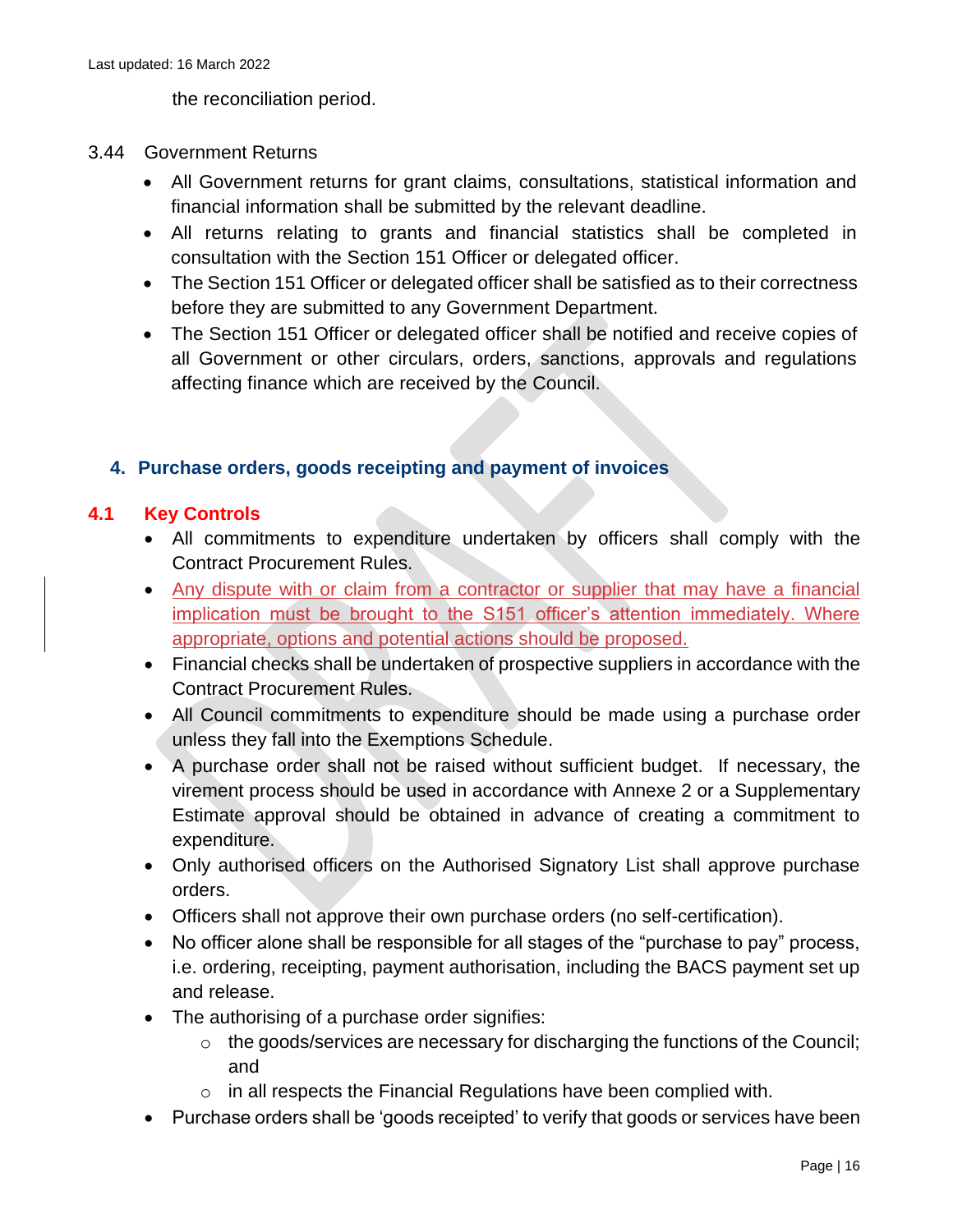the reconciliation period.

3.44 Government Returns

- All Government returns for grant claims, consultations, statistical information and financial information shall be submitted by the relevant deadline.
- All returns relating to grants and financial statistics shall be completed in consultation with the Section 151 Officer or delegated officer.
- The Section 151 Officer or delegated officer shall be satisfied as to their correctness before they are submitted to any Government Department.
- The Section 151 Officer or delegated officer shall be notified and receive copies of all Government or other circulars, orders, sanctions, approvals and regulations affecting finance which are received by the Council.

## 4. Purchase orders, goods receipting and payment of invoices

### 4.1 Key Controls

- All commitments to expenditure undertaken by officers shall comply with the Contract Procurement Rules.
- Any dispute with or claim from a contractor or supplier that may have a financial implication must be brought to the S151 officer's attention immediately. Where appropriate, options and potential actions should be proposed.
- Financial checks shall be undertaken of prospective suppliers in accordance with the Contract Procurement Rules.
- All Council commitments to expenditure should be made using a purchase order unless they fall into the Exemptions Schedule.
- A purchase order shall not be raised without sufficient budget. If necessary, the virement process should be used in accordance with Annexe 2 or a Supplementary Estimate approval should be obtained in advance of creating a commitment to expenditure.
- Only authorised officers on the Authorised Signatory List shall approve purchase orders.
- Officers shall not approve their own purchase orders (no self-certification).
- No officer alone shall be responsible for all stages of the "purchase to pay" process, i.e. ordering, receipting, payment authorisation, including the BACS payment set up and release.
- The authorising of a purchase order signifies:
  - the goods/services are necessary for discharging the functions of the Council; and
  - in all respects the Financial Regulations have been complied with.
- Purchase orders shall be 'goods receipted' to verify that goods or services have been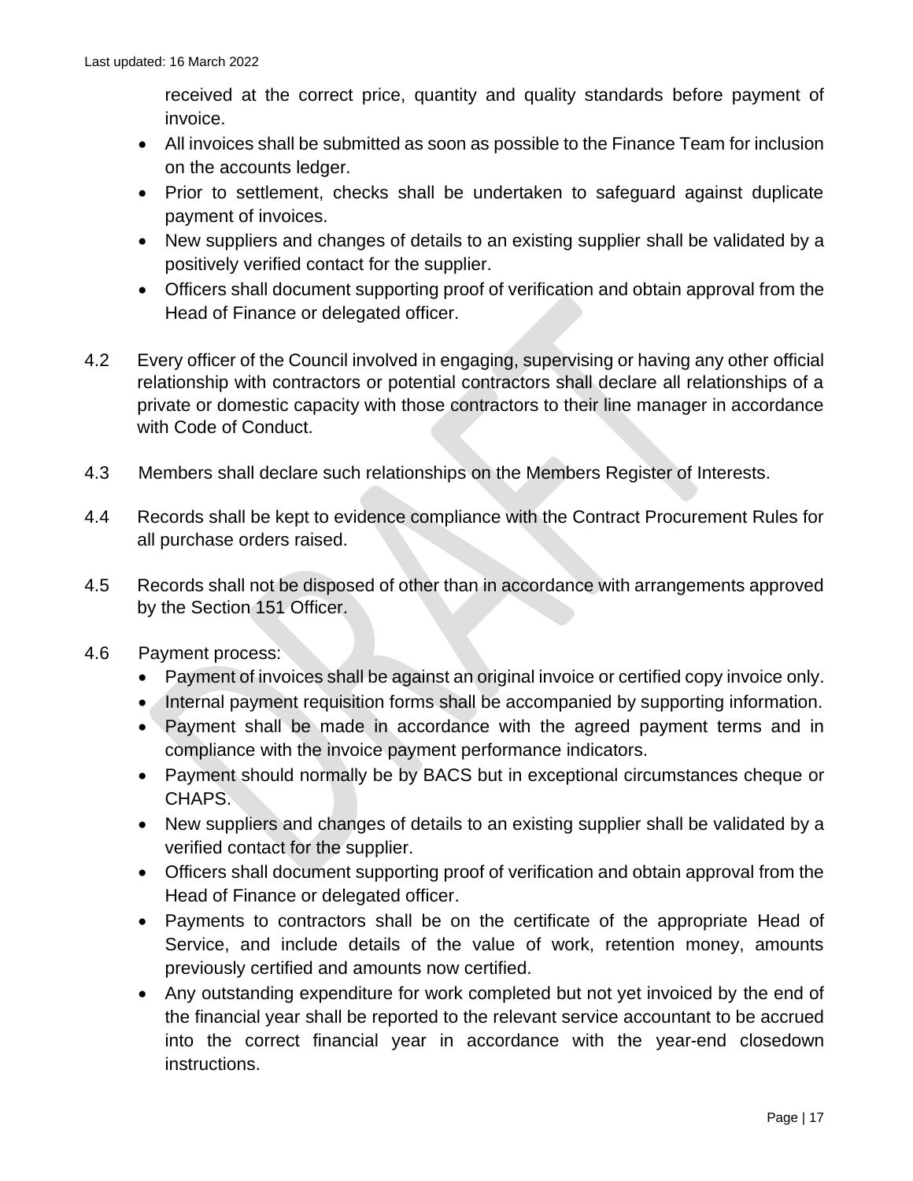received at the correct price, quantity and quality standards before payment of invoice.

- All invoices shall be submitted as soon as possible to the Finance Team for inclusion on the accounts ledger.
- Prior to settlement, checks shall be undertaken to safeguard against duplicate payment of invoices.
- New suppliers and changes of details to an existing supplier shall be validated by a positively verified contact for the supplier.
- Officers shall document supporting proof of verification and obtain approval from the Head of Finance or delegated officer.

4.2 Every officer of the Council involved in engaging, supervising or having any other official relationship with contractors or potential contractors shall declare all relationships of a private or domestic capacity with those contractors to their line manager in accordance with Code of Conduct.

4.3 Members shall declare such relationships on the Members Register of Interests.

4.4 Records shall be kept to evidence compliance with the Contract Procurement Rules for all purchase orders raised.

4.5 Records shall not be disposed of other than in accordance with arrangements approved by the Section 151 Officer.

4.6 Payment process:

- Payment of invoices shall be against an original invoice or certified copy invoice only.
- Internal payment requisition forms shall be accompanied by supporting information.
- Payment shall be made in accordance with the agreed payment terms and in compliance with the invoice payment performance indicators.
- Payment should normally be by BACS but in exceptional circumstances cheque or CHAPS.
- New suppliers and changes of details to an existing supplier shall be validated by a verified contact for the supplier.
- Officers shall document supporting proof of verification and obtain approval from the Head of Finance or delegated officer.
- Payments to contractors shall be on the certificate of the appropriate Head of Service, and include details of the value of work, retention money, amounts previously certified and amounts now certified.
- Any outstanding expenditure for work completed but not yet invoiced by the end of the financial year shall be reported to the relevant service accountant to be accrued into the correct financial year in accordance with the year-end closedown instructions.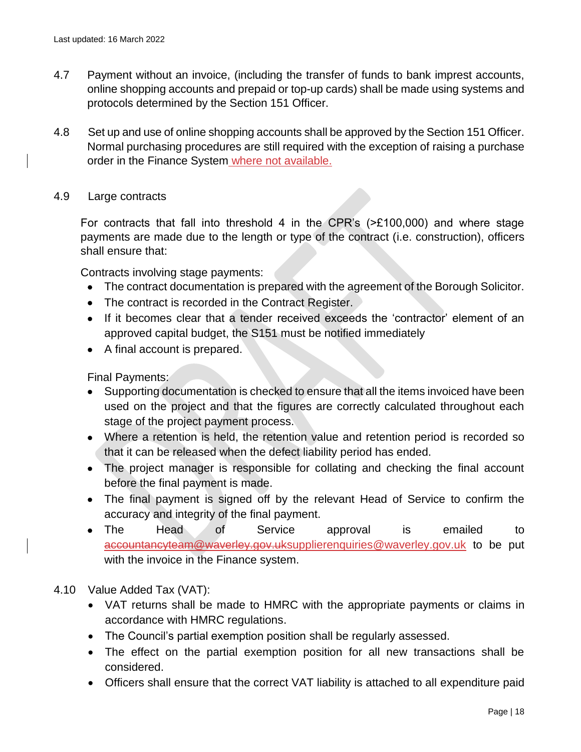4.7 Payment without an invoice, (including the transfer of funds to bank imprest accounts, online shopping accounts and prepaid or top-up cards) shall be made using systems and protocols determined by the Section 151 Officer.

4.8 Set up and use of online shopping accounts shall be approved by the Section 151 Officer. Normal purchasing procedures are still required with the exception of raising a purchase order in the Finance System where not available.

4.9 Large contracts

For contracts that fall into threshold 4 in the CPR's (>£100,000) and where stage payments are made due to the length or type of the contract (i.e. construction), officers shall ensure that:

Contracts involving stage payments:

- The contract documentation is prepared with the agreement of the Borough Solicitor.
- The contract is recorded in the Contract Register.
- If it becomes clear that a tender received exceeds the 'contractor' element of an approved capital budget, the S151 must be notified immediately
- A final account is prepared.

Final Payments:

- Supporting documentation is checked to ensure that all the items invoiced have been used on the project and that the figures are correctly calculated throughout each stage of the project payment process.
- Where a retention is held, the retention value and retention period is recorded so that it can be released when the defect liability period has ended.
- The project manager is responsible for collating and checking the final account before the final payment is made.
- The final payment is signed off by the relevant Head of Service to confirm the accuracy and integrity of the final payment.
- The Head of Service approval is emailed to ~~accountancyteam@waverley.gov.uk~~supplierenquiries@waverley.gov.uk to be put with the invoice in the Finance system.

4.10 Value Added Tax (VAT):

- VAT returns shall be made to HMRC with the appropriate payments or claims in accordance with HMRC regulations.
- The Council's partial exemption position shall be regularly assessed.
- The effect on the partial exemption position for all new transactions shall be considered.
- Officers shall ensure that the correct VAT liability is attached to all expenditure paid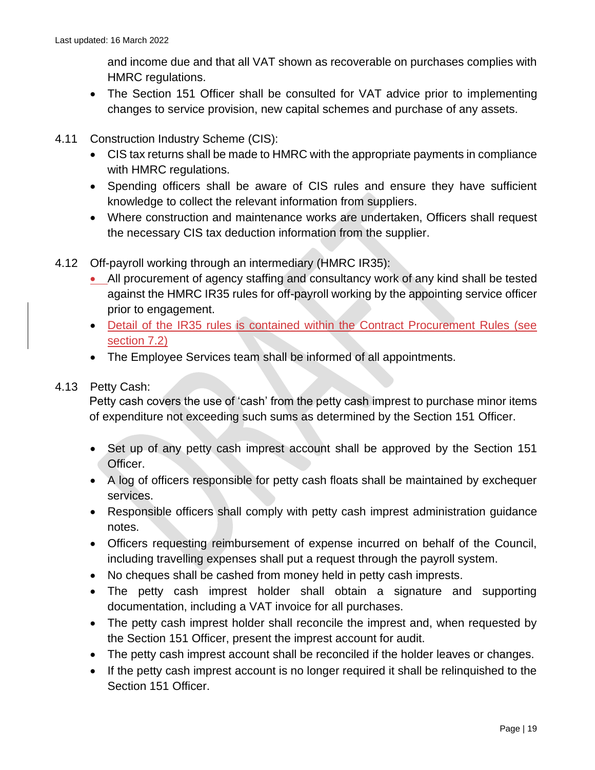and income due and that all VAT shown as recoverable on purchases complies with HMRC regulations.

- The Section 151 Officer shall be consulted for VAT advice prior to implementing changes to service provision, new capital schemes and purchase of any assets.

4.11 Construction Industry Scheme (CIS):

- CIS tax returns shall be made to HMRC with the appropriate payments in compliance with HMRC regulations.
- Spending officers shall be aware of CIS rules and ensure they have sufficient knowledge to collect the relevant information from suppliers.
- Where construction and maintenance works are undertaken, Officers shall request the necessary CIS tax deduction information from the supplier.

4.12 Off-payroll working through an intermediary (HMRC IR35):

- All procurement of agency staffing and consultancy work of any kind shall be tested against the HMRC IR35 rules for off-payroll working by the appointing service officer prior to engagement.
- Detail of the IR35 rules is contained within the Contract Procurement Rules (see section 7.2)
- The Employee Services team shall be informed of all appointments.

4.13 Petty Cash:

Petty cash covers the use of 'cash' from the petty cash imprest to purchase minor items of expenditure not exceeding such sums as determined by the Section 151 Officer.

- Set up of any petty cash imprest account shall be approved by the Section 151 Officer.
- A log of officers responsible for petty cash floats shall be maintained by exchequer services.
- Responsible officers shall comply with petty cash imprest administration guidance notes.
- Officers requesting reimbursement of expense incurred on behalf of the Council, including travelling expenses shall put a request through the payroll system.
- No cheques shall be cashed from money held in petty cash imprests.
- The petty cash imprest holder shall obtain a signature and supporting documentation, including a VAT invoice for all purchases.
- The petty cash imprest holder shall reconcile the imprest and, when requested by the Section 151 Officer, present the imprest account for audit.
- The petty cash imprest account shall be reconciled if the holder leaves or changes.
- If the petty cash imprest account is no longer required it shall be relinquished to the Section 151 Officer.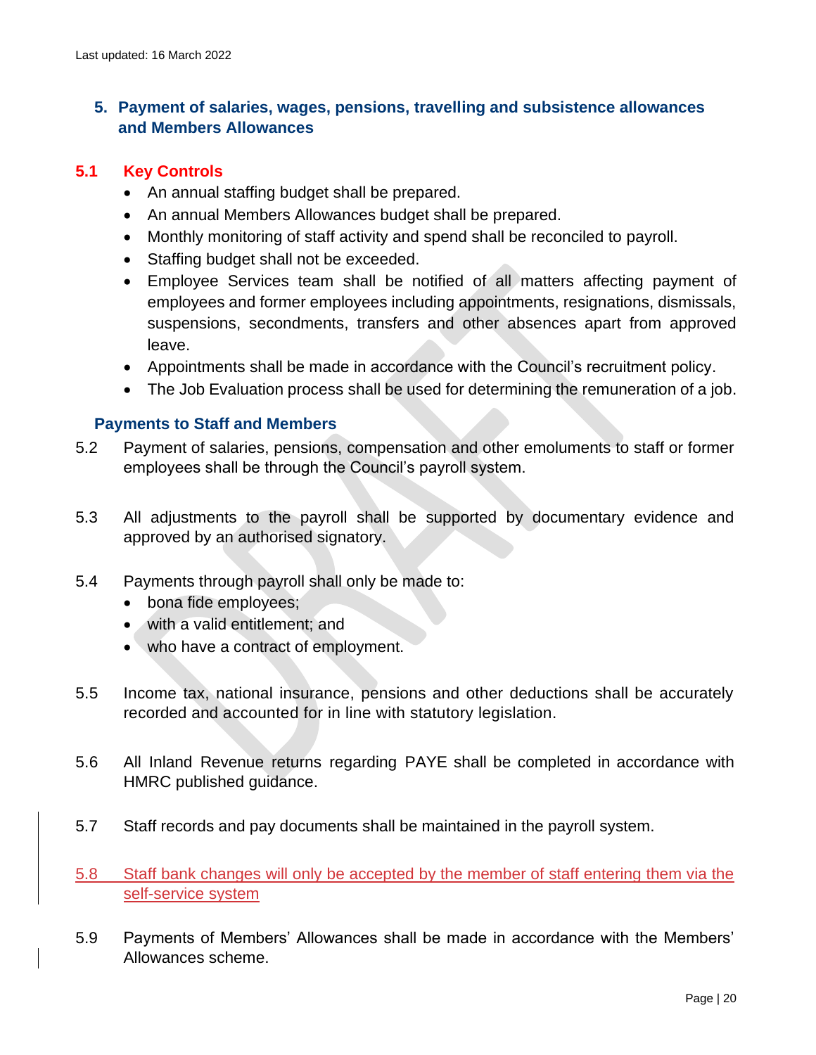## 5. Payment of salaries, wages, pensions, travelling and subsistence allowances and Members Allowances

### 5.1 Key Controls

- An annual staffing budget shall be prepared.
- An annual Members Allowances budget shall be prepared.
- Monthly monitoring of staff activity and spend shall be reconciled to payroll.
- Staffing budget shall not be exceeded.
- Employee Services team shall be notified of all matters affecting payment of employees and former employees including appointments, resignations, dismissals, suspensions, secondments, transfers and other absences apart from approved leave.
- Appointments shall be made in accordance with the Council's recruitment policy.
- The Job Evaluation process shall be used for determining the remuneration of a job.

### Payments to Staff and Members

5.2 Payment of salaries, pensions, compensation and other emoluments to staff or former employees shall be through the Council's payroll system.

5.3 All adjustments to the payroll shall be supported by documentary evidence and approved by an authorised signatory.

5.4 Payments through payroll shall only be made to:

- bona fide employees;
- with a valid entitlement; and
- who have a contract of employment.

5.5 Income tax, national insurance, pensions and other deductions shall be accurately recorded and accounted for in line with statutory legislation.

5.6 All Inland Revenue returns regarding PAYE shall be completed in accordance with HMRC published guidance.

5.7 Staff records and pay documents shall be maintained in the payroll system.

5.8 Staff bank changes will only be accepted by the member of staff entering them via the self-service system

5.9 Payments of Members' Allowances shall be made in accordance with the Members' Allowances scheme.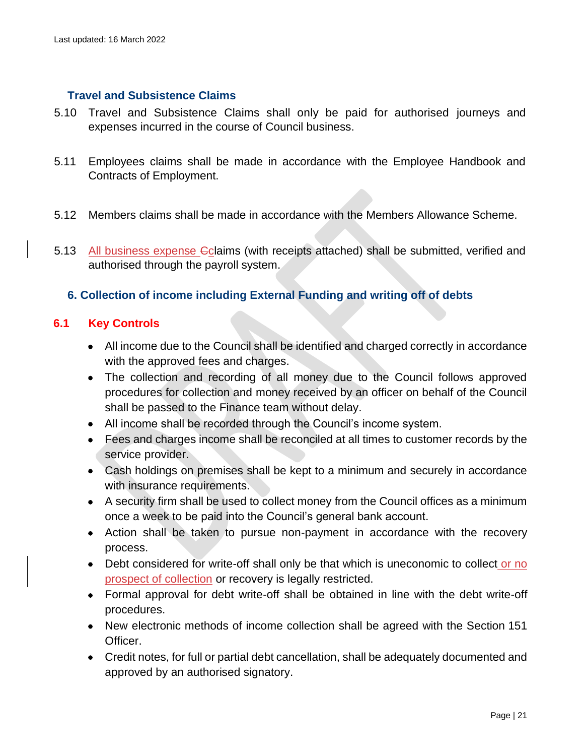### Travel and Subsistence Claims

5.10 Travel and Subsistence Claims shall only be paid for authorised journeys and expenses incurred in the course of Council business.

5.11 Employees claims shall be made in accordance with the Employee Handbook and Contracts of Employment.

5.12 Members claims shall be made in accordance with the Members Allowance Scheme.

5.13 All business expense claims (with receipts attached) shall be submitted, verified and authorised through the payroll system.

### 6. Collection of income including External Funding and writing off of debts

#### 6.1 Key Controls

- All income due to the Council shall be identified and charged correctly in accordance with the approved fees and charges.
- The collection and recording of all money due to the Council follows approved procedures for collection and money received by an officer on behalf of the Council shall be passed to the Finance team without delay.
- All income shall be recorded through the Council's income system.
- Fees and charges income shall be reconciled at all times to customer records by the service provider.
- Cash holdings on premises shall be kept to a minimum and securely in accordance with insurance requirements.
- A security firm shall be used to collect money from the Council offices as a minimum once a week to be paid into the Council's general bank account.
- Action shall be taken to pursue non-payment in accordance with the recovery process.
- Debt considered for write-off shall only be that which is uneconomic to collect or no prospect of collection or recovery is legally restricted.
- Formal approval for debt write-off shall be obtained in line with the debt write-off procedures.
- New electronic methods of income collection shall be agreed with the Section 151 Officer.
- Credit notes, for full or partial debt cancellation, shall be adequately documented and approved by an authorised signatory.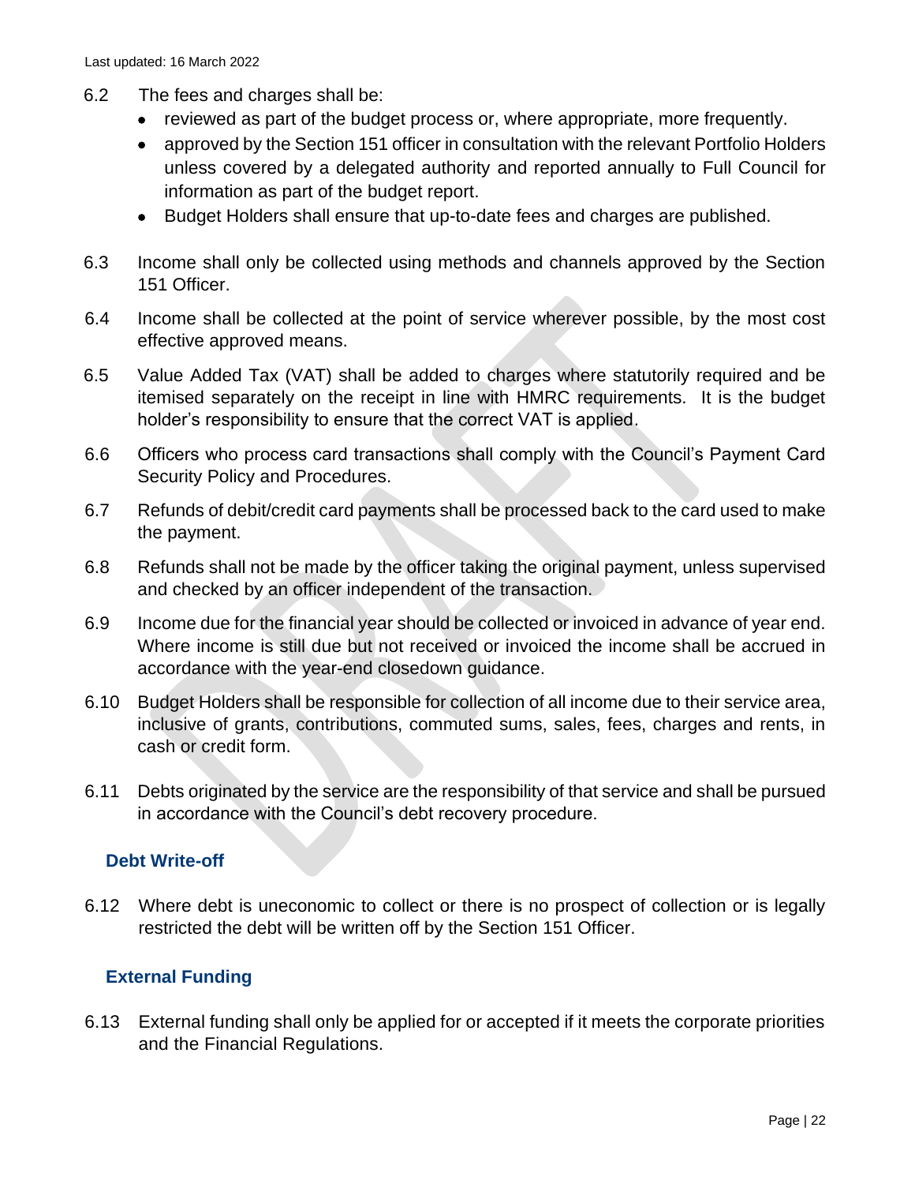6.2 The fees and charges shall be:

- reviewed as part of the budget process or, where appropriate, more frequently.
- approved by the Section 151 officer in consultation with the relevant Portfolio Holders unless covered by a delegated authority and reported annually to Full Council for information as part of the budget report.
- Budget Holders shall ensure that up-to-date fees and charges are published.

6.3 Income shall only be collected using methods and channels approved by the Section 151 Officer.

6.4 Income shall be collected at the point of service wherever possible, by the most cost effective approved means.

6.5 Value Added Tax (VAT) shall be added to charges where statutorily required and be itemised separately on the receipt in line with HMRC requirements. It is the budget holder's responsibility to ensure that the correct VAT is applied.

6.6 Officers who process card transactions shall comply with the Council's Payment Card Security Policy and Procedures.

6.7 Refunds of debit/credit card payments shall be processed back to the card used to make the payment.

6.8 Refunds shall not be made by the officer taking the original payment, unless supervised and checked by an officer independent of the transaction.

6.9 Income due for the financial year should be collected or invoiced in advance of year end. Where income is still due but not received or invoiced the income shall be accrued in accordance with the year-end closedown guidance.

6.10 Budget Holders shall be responsible for collection of all income due to their service area, inclusive of grants, contributions, commuted sums, sales, fees, charges and rents, in cash or credit form.

6.11 Debts originated by the service are the responsibility of that service and shall be pursued in accordance with the Council's debt recovery procedure.

### Debt Write-off

6.12 Where debt is uneconomic to collect or there is no prospect of collection or is legally restricted the debt will be written off by the Section 151 Officer.

### External Funding

6.13 External funding shall only be applied for or accepted if it meets the corporate priorities and the Financial Regulations.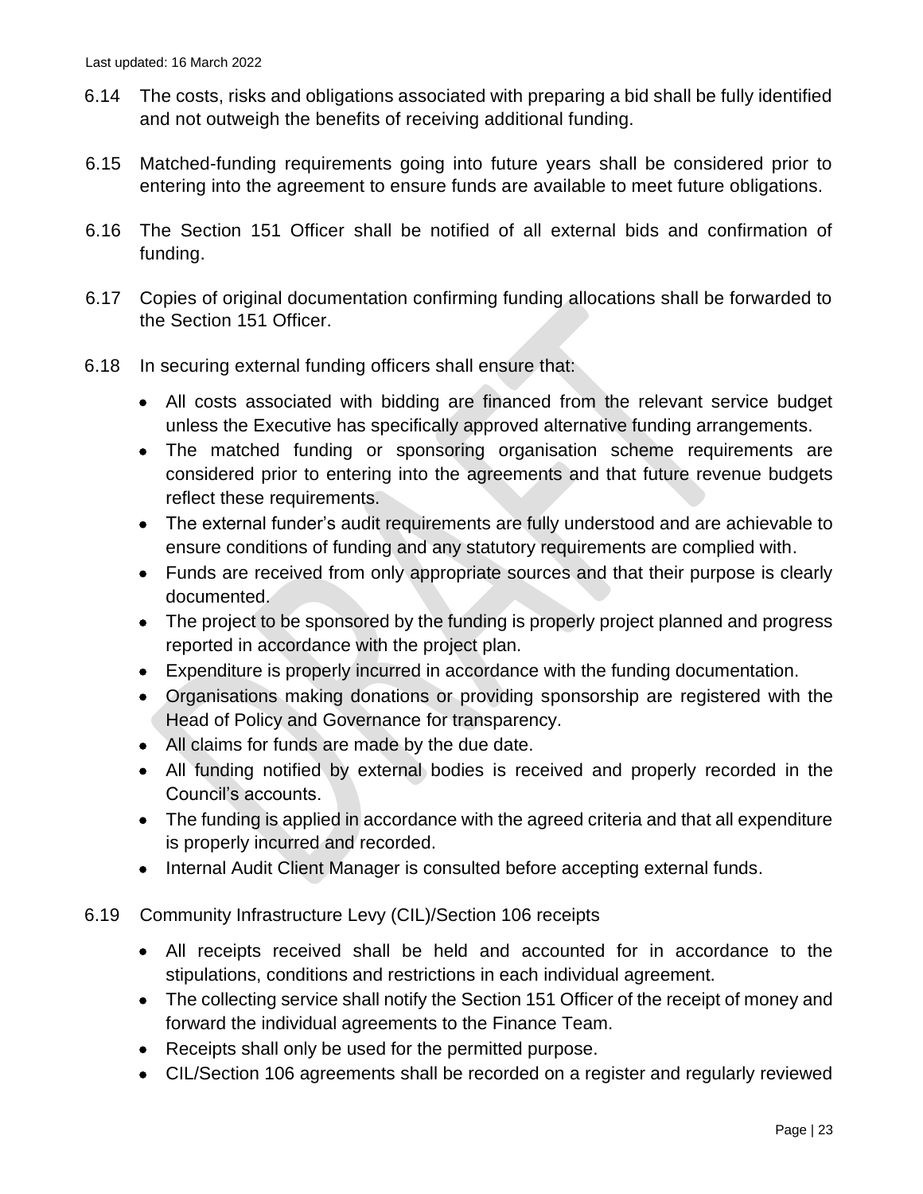6.14 The costs, risks and obligations associated with preparing a bid shall be fully identified and not outweigh the benefits of receiving additional funding.

6.15 Matched-funding requirements going into future years shall be considered prior to entering into the agreement to ensure funds are available to meet future obligations.

6.16 The Section 151 Officer shall be notified of all external bids and confirmation of funding.

6.17 Copies of original documentation confirming funding allocations shall be forwarded to the Section 151 Officer.

6.18 In securing external funding officers shall ensure that:

- All costs associated with bidding are financed from the relevant service budget unless the Executive has specifically approved alternative funding arrangements.
- The matched funding or sponsoring organisation scheme requirements are considered prior to entering into the agreements and that future revenue budgets reflect these requirements.
- The external funder's audit requirements are fully understood and are achievable to ensure conditions of funding and any statutory requirements are complied with.
- Funds are received from only appropriate sources and that their purpose is clearly documented.
- The project to be sponsored by the funding is properly project planned and progress reported in accordance with the project plan.
- Expenditure is properly incurred in accordance with the funding documentation.
- Organisations making donations or providing sponsorship are registered with the Head of Policy and Governance for transparency.
- All claims for funds are made by the due date.
- All funding notified by external bodies is received and properly recorded in the Council's accounts.
- The funding is applied in accordance with the agreed criteria and that all expenditure is properly incurred and recorded.
- Internal Audit Client Manager is consulted before accepting external funds.

6.19 Community Infrastructure Levy (CIL)/Section 106 receipts

- All receipts received shall be held and accounted for in accordance to the stipulations, conditions and restrictions in each individual agreement.
- The collecting service shall notify the Section 151 Officer of the receipt of money and forward the individual agreements to the Finance Team.
- Receipts shall only be used for the permitted purpose.
- CIL/Section 106 agreements shall be recorded on a register and regularly reviewed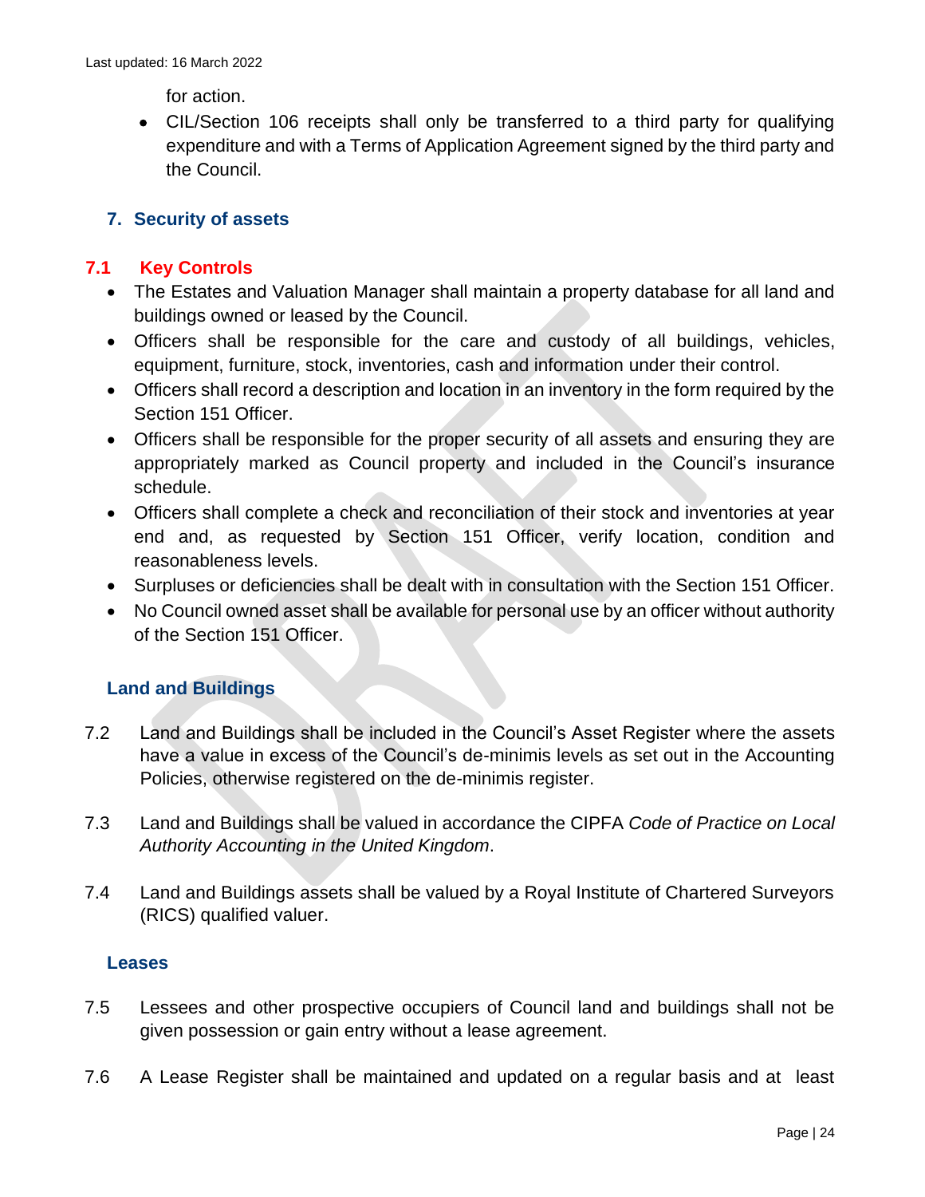for action.

- CIL/Section 106 receipts shall only be transferred to a third party for qualifying expenditure and with a Terms of Application Agreement signed by the third party and the Council.

## 7. Security of assets

### 7.1 Key Controls

- The Estates and Valuation Manager shall maintain a property database for all land and buildings owned or leased by the Council.
- Officers shall be responsible for the care and custody of all buildings, vehicles, equipment, furniture, stock, inventories, cash and information under their control.
- Officers shall record a description and location in an inventory in the form required by the Section 151 Officer.
- Officers shall be responsible for the proper security of all assets and ensuring they are appropriately marked as Council property and included in the Council's insurance schedule.
- Officers shall complete a check and reconciliation of their stock and inventories at year end and, as requested by Section 151 Officer, verify location, condition and reasonableness levels.
- Surpluses or deficiencies shall be dealt with in consultation with the Section 151 Officer.
- No Council owned asset shall be available for personal use by an officer without authority of the Section 151 Officer.

### Land and Buildings

7.2 Land and Buildings shall be included in the Council's Asset Register where the assets have a value in excess of the Council's de-minimis levels as set out in the Accounting Policies, otherwise registered on the de-minimis register.

7.3 Land and Buildings shall be valued in accordance the CIPFA *Code of Practice on Local Authority Accounting in the United Kingdom*.

7.4 Land and Buildings assets shall be valued by a Royal Institute of Chartered Surveyors (RICS) qualified valuer.

### Leases

7.5 Lessees and other prospective occupiers of Council land and buildings shall not be given possession or gain entry without a lease agreement.

7.6 A Lease Register shall be maintained and updated on a regular basis and at least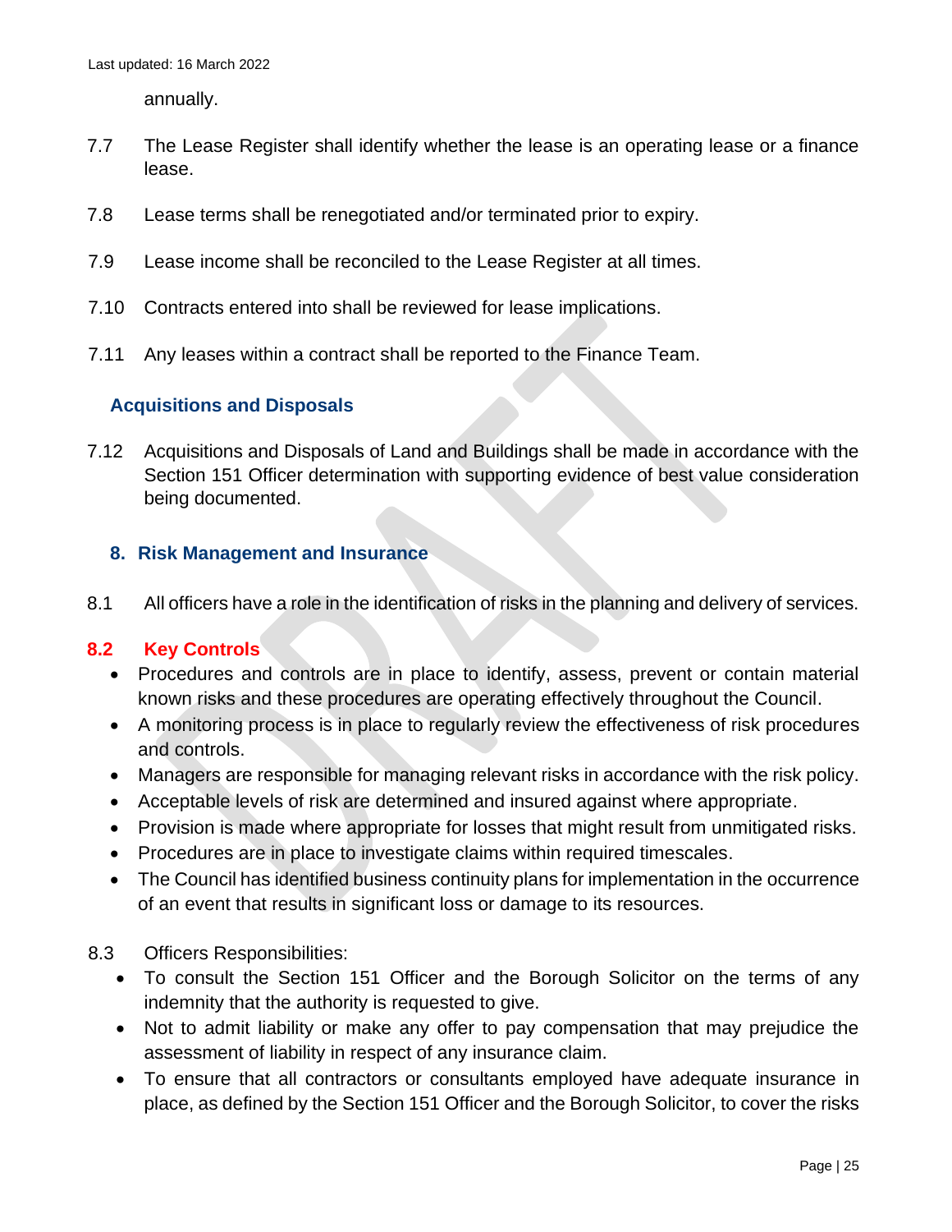annually.

7.7 The Lease Register shall identify whether the lease is an operating lease or a finance lease.

7.8 Lease terms shall be renegotiated and/or terminated prior to expiry.

7.9 Lease income shall be reconciled to the Lease Register at all times.

7.10 Contracts entered into shall be reviewed for lease implications.

7.11 Any leases within a contract shall be reported to the Finance Team.

### Acquisitions and Disposals

7.12 Acquisitions and Disposals of Land and Buildings shall be made in accordance with the Section 151 Officer determination with supporting evidence of best value consideration being documented.

## 8. Risk Management and Insurance

8.1 All officers have a role in the identification of risks in the planning and delivery of services.

### 8.2 Key Controls

- Procedures and controls are in place to identify, assess, prevent or contain material known risks and these procedures are operating effectively throughout the Council.
- A monitoring process is in place to regularly review the effectiveness of risk procedures and controls.
- Managers are responsible for managing relevant risks in accordance with the risk policy.
- Acceptable levels of risk are determined and insured against where appropriate.
- Provision is made where appropriate for losses that might result from unmitigated risks.
- Procedures are in place to investigate claims within required timescales.
- The Council has identified business continuity plans for implementation in the occurrence of an event that results in significant loss or damage to its resources.

8.3 Officers Responsibilities:

- To consult the Section 151 Officer and the Borough Solicitor on the terms of any indemnity that the authority is requested to give.
- Not to admit liability or make any offer to pay compensation that may prejudice the assessment of liability in respect of any insurance claim.
- To ensure that all contractors or consultants employed have adequate insurance in place, as defined by the Section 151 Officer and the Borough Solicitor, to cover the risks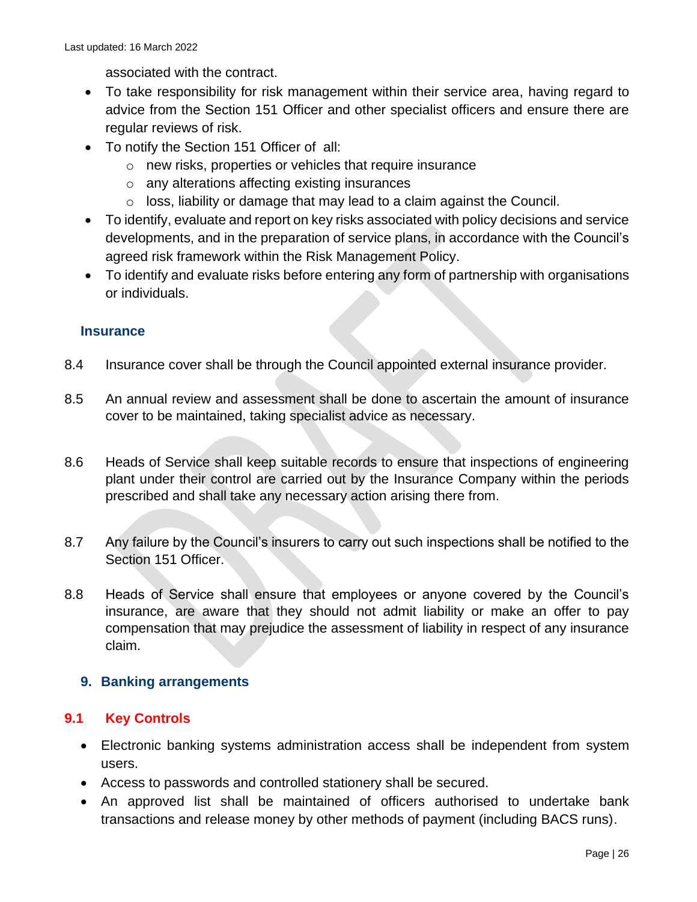associated with the contract.

- To take responsibility for risk management within their service area, having regard to advice from the Section 151 Officer and other specialist officers and ensure there are regular reviews of risk.
- To notify the Section 151 Officer of all:
  - new risks, properties or vehicles that require insurance
  - any alterations affecting existing insurances
  - loss, liability or damage that may lead to a claim against the Council.
- To identify, evaluate and report on key risks associated with policy decisions and service developments, and in the preparation of service plans, in accordance with the Council's agreed risk framework within the Risk Management Policy.
- To identify and evaluate risks before entering any form of partnership with organisations or individuals.

### Insurance

8.4 Insurance cover shall be through the Council appointed external insurance provider.

8.5 An annual review and assessment shall be done to ascertain the amount of insurance cover to be maintained, taking specialist advice as necessary.

8.6 Heads of Service shall keep suitable records to ensure that inspections of engineering plant under their control are carried out by the Insurance Company within the periods prescribed and shall take any necessary action arising there from.

8.7 Any failure by the Council's insurers to carry out such inspections shall be notified to the Section 151 Officer.

8.8 Heads of Service shall ensure that employees or anyone covered by the Council's insurance, are aware that they should not admit liability or make an offer to pay compensation that may prejudice the assessment of liability in respect of any insurance claim.

## 9. Banking arrangements

### 9.1 Key Controls

- Electronic banking systems administration access shall be independent from system users.
- Access to passwords and controlled stationery shall be secured.
- An approved list shall be maintained of officers authorised to undertake bank transactions and release money by other methods of payment (including BACS runs).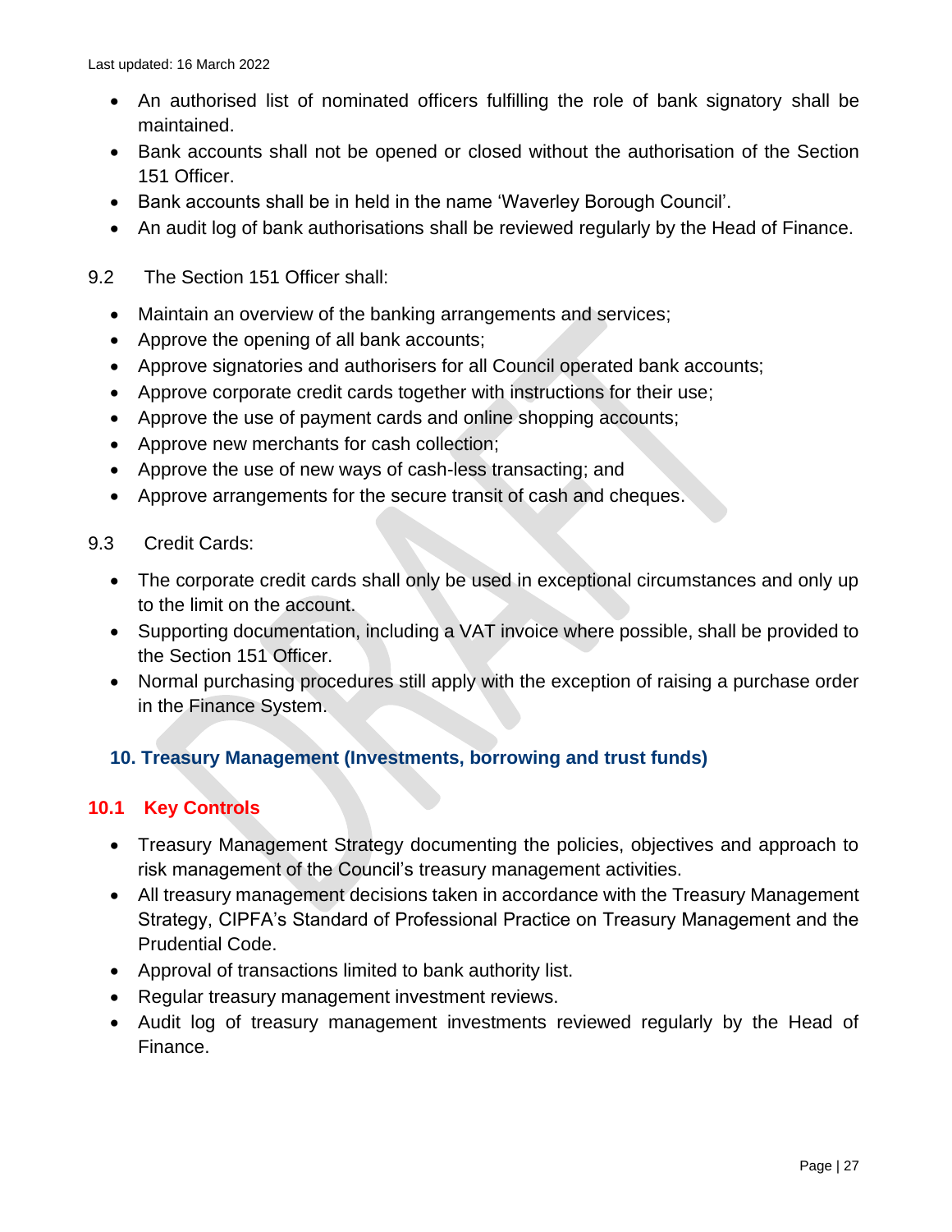- An authorised list of nominated officers fulfilling the role of bank signatory shall be maintained.
- Bank accounts shall not be opened or closed without the authorisation of the Section 151 Officer.
- Bank accounts shall be in held in the name ‘Waverley Borough Council’.
- An audit log of bank authorisations shall be reviewed regularly by the Head of Finance.

9.2 The Section 151 Officer shall:

- Maintain an overview of the banking arrangements and services;
- Approve the opening of all bank accounts;
- Approve signatories and authorisers for all Council operated bank accounts;
- Approve corporate credit cards together with instructions for their use;
- Approve the use of payment cards and online shopping accounts;
- Approve new merchants for cash collection;
- Approve the use of new ways of cash-less transacting; and
- Approve arrangements for the secure transit of cash and cheques.

9.3 Credit Cards:

- The corporate credit cards shall only be used in exceptional circumstances and only up to the limit on the account.
- Supporting documentation, including a VAT invoice where possible, shall be provided to the Section 151 Officer.
- Normal purchasing procedures still apply with the exception of raising a purchase order in the Finance System.

## 10. Treasury Management (Investments, borrowing and trust funds)

### 10.1 Key Controls

- Treasury Management Strategy documenting the policies, objectives and approach to risk management of the Council’s treasury management activities.
- All treasury management decisions taken in accordance with the Treasury Management Strategy, CIPFA’s Standard of Professional Practice on Treasury Management and the Prudential Code.
- Approval of transactions limited to bank authority list.
- Regular treasury management investment reviews.
- Audit log of treasury management investments reviewed regularly by the Head of Finance.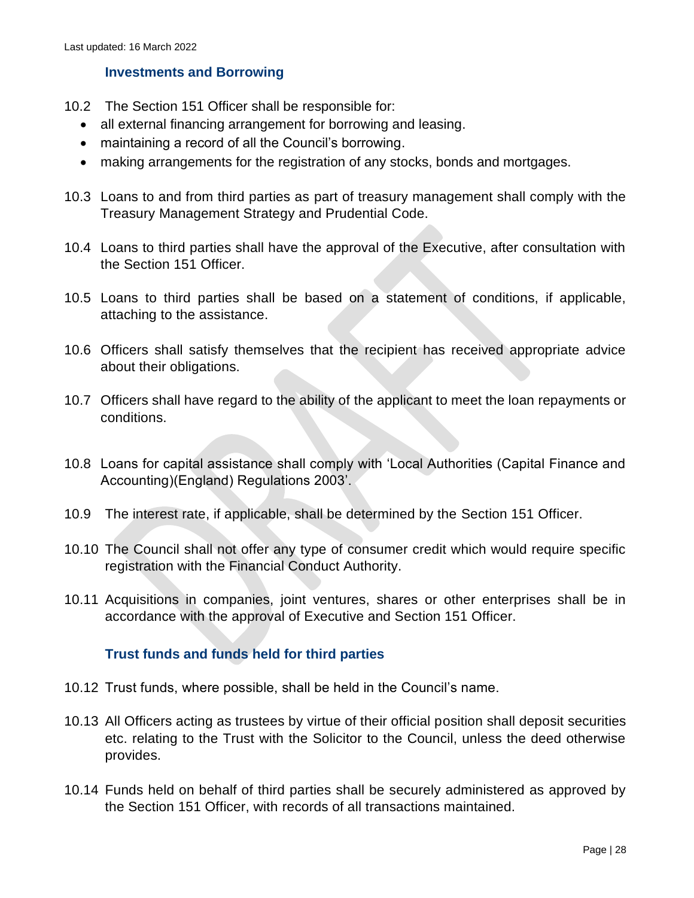### Investments and Borrowing

10.2 The Section 151 Officer shall be responsible for:

- all external financing arrangement for borrowing and leasing.
- maintaining a record of all the Council's borrowing.
- making arrangements for the registration of any stocks, bonds and mortgages.

10.3 Loans to and from third parties as part of treasury management shall comply with the Treasury Management Strategy and Prudential Code.

10.4 Loans to third parties shall have the approval of the Executive, after consultation with the Section 151 Officer.

10.5 Loans to third parties shall be based on a statement of conditions, if applicable, attaching to the assistance.

10.6 Officers shall satisfy themselves that the recipient has received appropriate advice about their obligations.

10.7 Officers shall have regard to the ability of the applicant to meet the loan repayments or conditions.

10.8 Loans for capital assistance shall comply with 'Local Authorities (Capital Finance and Accounting)(England) Regulations 2003'.

10.9 The interest rate, if applicable, shall be determined by the Section 151 Officer.

10.10 The Council shall not offer any type of consumer credit which would require specific registration with the Financial Conduct Authority.

10.11 Acquisitions in companies, joint ventures, shares or other enterprises shall be in accordance with the approval of Executive and Section 151 Officer.

### Trust funds and funds held for third parties

10.12 Trust funds, where possible, shall be held in the Council's name.

10.13 All Officers acting as trustees by virtue of their official position shall deposit securities etc. relating to the Trust with the Solicitor to the Council, unless the deed otherwise provides.

10.14 Funds held on behalf of third parties shall be securely administered as approved by the Section 151 Officer, with records of all transactions maintained.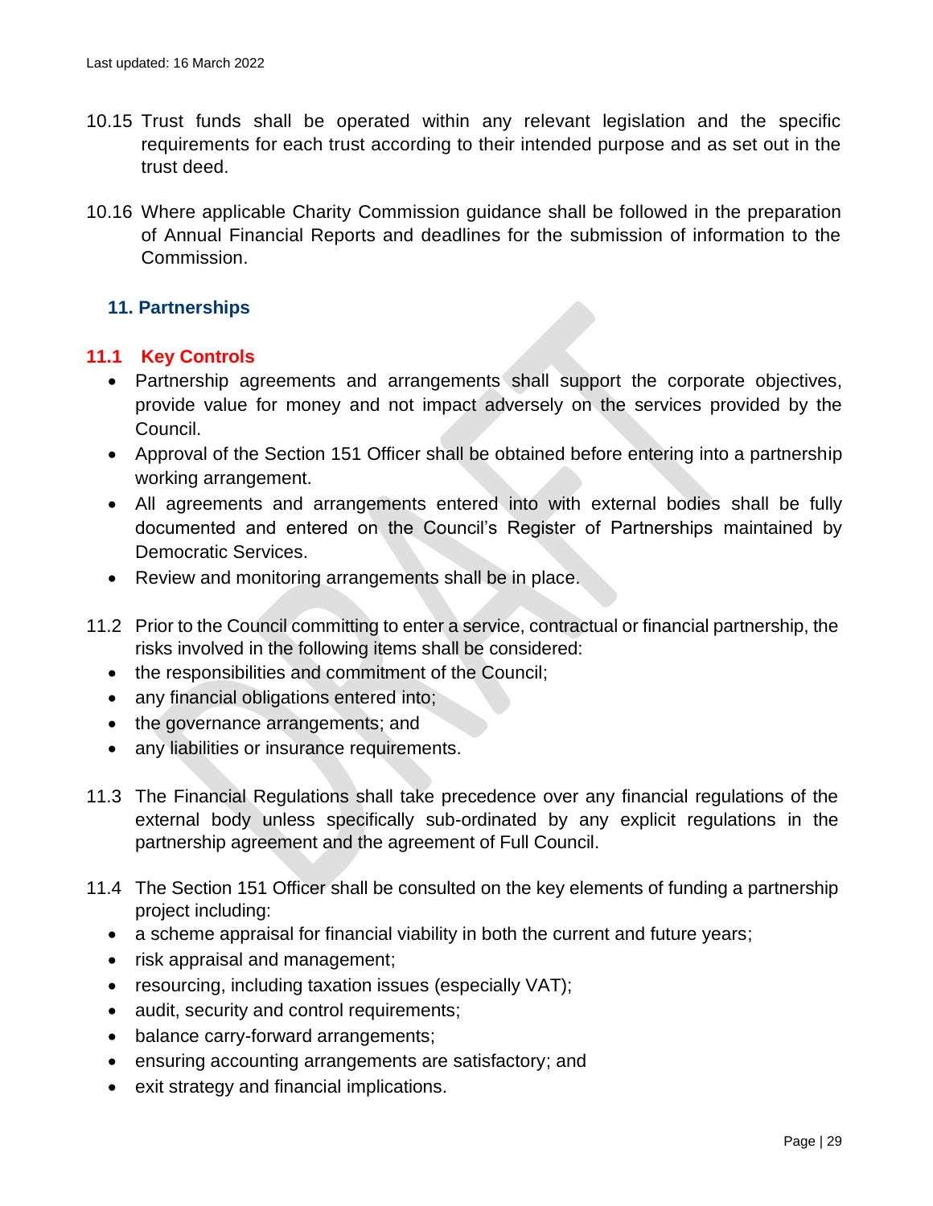10.15 Trust funds shall be operated within any relevant legislation and the specific requirements for each trust according to their intended purpose and as set out in the trust deed.

10.16 Where applicable Charity Commission guidance shall be followed in the preparation of Annual Financial Reports and deadlines for the submission of information to the Commission.

## 11. Partnerships

### 11.1 Key Controls

- Partnership agreements and arrangements shall support the corporate objectives, provide value for money and not impact adversely on the services provided by the Council.
- Approval of the Section 151 Officer shall be obtained before entering into a partnership working arrangement.
- All agreements and arrangements entered into with external bodies shall be fully documented and entered on the Council's Register of Partnerships maintained by Democratic Services.
- Review and monitoring arrangements shall be in place.

11.2 Prior to the Council committing to enter a service, contractual or financial partnership, the risks involved in the following items shall be considered:

- the responsibilities and commitment of the Council;
- any financial obligations entered into;
- the governance arrangements; and
- any liabilities or insurance requirements.

11.3 The Financial Regulations shall take precedence over any financial regulations of the external body unless specifically sub-ordinated by any explicit regulations in the partnership agreement and the agreement of Full Council.

11.4 The Section 151 Officer shall be consulted on the key elements of funding a partnership project including:

- a scheme appraisal for financial viability in both the current and future years;
- risk appraisal and management;
- resourcing, including taxation issues (especially VAT);
- audit, security and control requirements;
- balance carry-forward arrangements;
- ensuring accounting arrangements are satisfactory; and
- exit strategy and financial implications.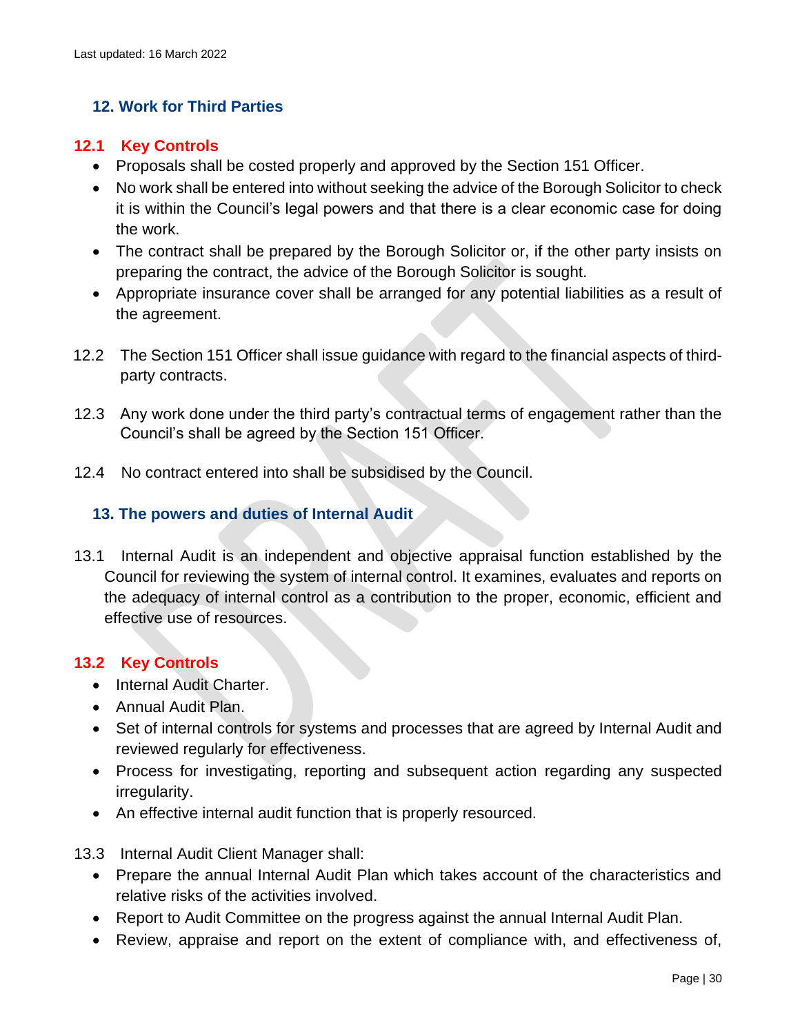## 12. Work for Third Parties

### 12.1 Key Controls

- Proposals shall be costed properly and approved by the Section 151 Officer.
- No work shall be entered into without seeking the advice of the Borough Solicitor to check it is within the Council's legal powers and that there is a clear economic case for doing the work.
- The contract shall be prepared by the Borough Solicitor or, if the other party insists on preparing the contract, the advice of the Borough Solicitor is sought.
- Appropriate insurance cover shall be arranged for any potential liabilities as a result of the agreement.

12.2 The Section 151 Officer shall issue guidance with regard to the financial aspects of third-party contracts.

12.3 Any work done under the third party's contractual terms of engagement rather than the Council's shall be agreed by the Section 151 Officer.

12.4 No contract entered into shall be subsidised by the Council.

## 13. The powers and duties of Internal Audit

13.1 Internal Audit is an independent and objective appraisal function established by the Council for reviewing the system of internal control. It examines, evaluates and reports on the adequacy of internal control as a contribution to the proper, economic, efficient and effective use of resources.

### 13.2 Key Controls

- Internal Audit Charter.
- Annual Audit Plan.
- Set of internal controls for systems and processes that are agreed by Internal Audit and reviewed regularly for effectiveness.
- Process for investigating, reporting and subsequent action regarding any suspected irregularity.
- An effective internal audit function that is properly resourced.

13.3 Internal Audit Client Manager shall:

- Prepare the annual Internal Audit Plan which takes account of the characteristics and relative risks of the activities involved.
- Report to Audit Committee on the progress against the annual Internal Audit Plan.
- Review, appraise and report on the extent of compliance with, and effectiveness of,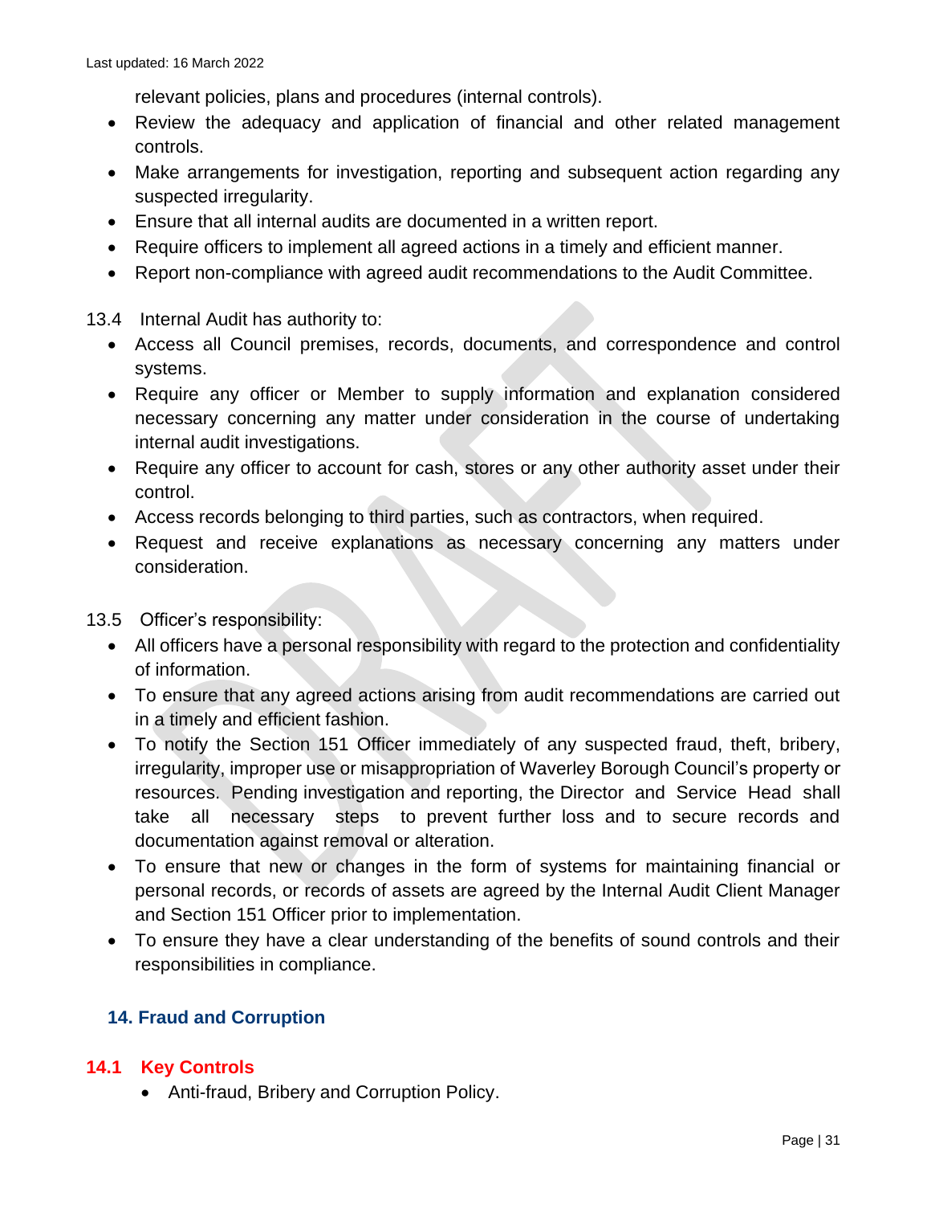relevant policies, plans and procedures (internal controls).

- Review the adequacy and application of financial and other related management controls.
- Make arrangements for investigation, reporting and subsequent action regarding any suspected irregularity.
- Ensure that all internal audits are documented in a written report.
- Require officers to implement all agreed actions in a timely and efficient manner.
- Report non-compliance with agreed audit recommendations to the Audit Committee.

13.4 Internal Audit has authority to:

- Access all Council premises, records, documents, and correspondence and control systems.
- Require any officer or Member to supply information and explanation considered necessary concerning any matter under consideration in the course of undertaking internal audit investigations.
- Require any officer to account for cash, stores or any other authority asset under their control.
- Access records belonging to third parties, such as contractors, when required.
- Request and receive explanations as necessary concerning any matters under consideration.

13.5 Officer's responsibility:

- All officers have a personal responsibility with regard to the protection and confidentiality of information.
- To ensure that any agreed actions arising from audit recommendations are carried out in a timely and efficient fashion.
- To notify the Section 151 Officer immediately of any suspected fraud, theft, bribery, irregularity, improper use or misappropriation of Waverley Borough Council's property or resources. Pending investigation and reporting, the Director and Service Head shall take all necessary steps to prevent further loss and to secure records and documentation against removal or alteration.
- To ensure that new or changes in the form of systems for maintaining financial or personal records, or records of assets are agreed by the Internal Audit Client Manager and Section 151 Officer prior to implementation.
- To ensure they have a clear understanding of the benefits of sound controls and their responsibilities in compliance.

## 14. Fraud and Corruption

### 14.1 Key Controls

- Anti-fraud, Bribery and Corruption Policy.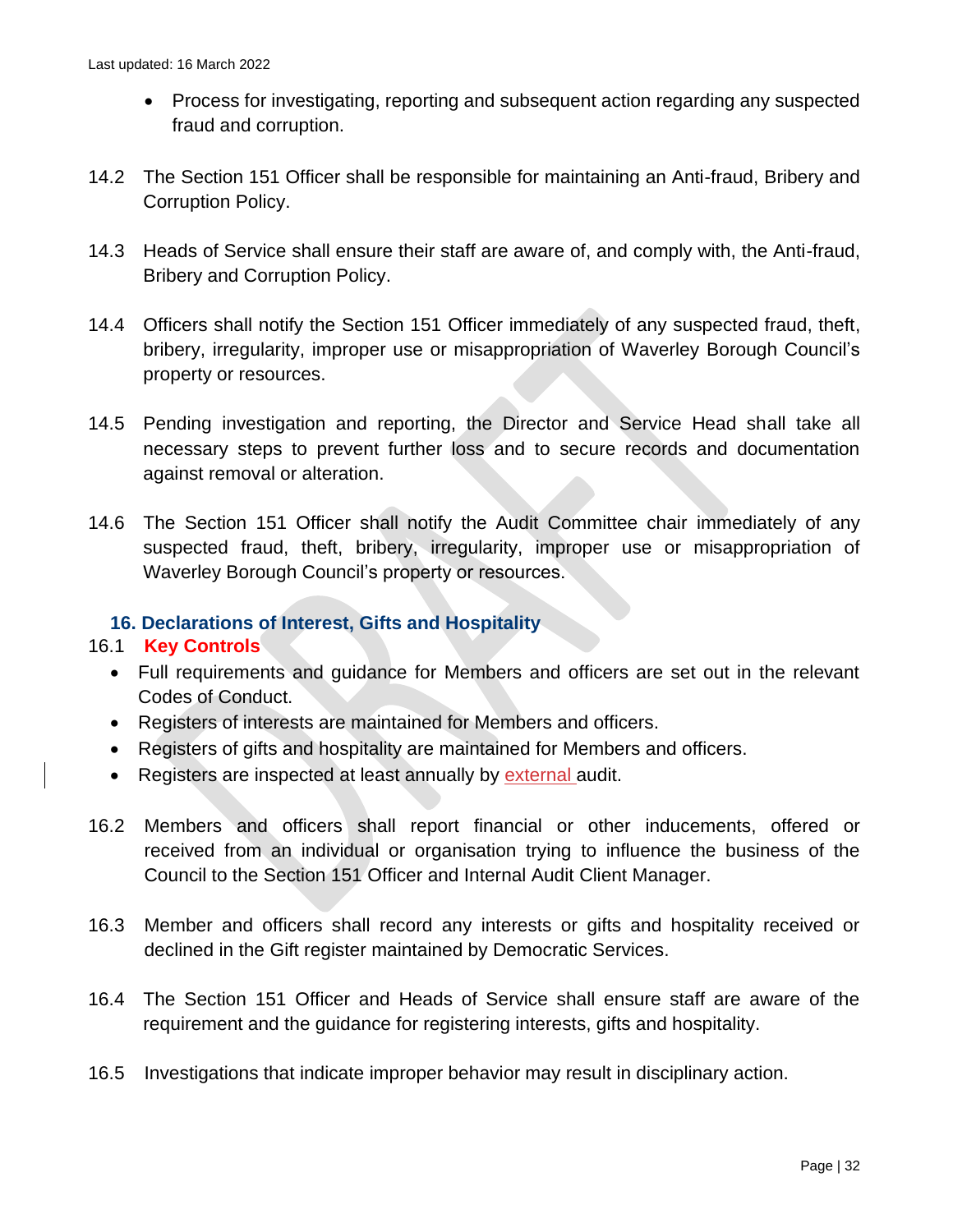- Process for investigating, reporting and subsequent action regarding any suspected fraud and corruption.

14.2 The Section 151 Officer shall be responsible for maintaining an Anti-fraud, Bribery and Corruption Policy.

14.3 Heads of Service shall ensure their staff are aware of, and comply with, the Anti-fraud, Bribery and Corruption Policy.

14.4 Officers shall notify the Section 151 Officer immediately of any suspected fraud, theft, bribery, irregularity, improper use or misappropriation of Waverley Borough Council's property or resources.

14.5 Pending investigation and reporting, the Director and Service Head shall take all necessary steps to prevent further loss and to secure records and documentation against removal or alteration.

14.6 The Section 151 Officer shall notify the Audit Committee chair immediately of any suspected fraud, theft, bribery, irregularity, improper use or misappropriation of Waverley Borough Council's property or resources.

### 16. Declarations of Interest, Gifts and Hospitality

16.1 **Key Controls**

- Full requirements and guidance for Members and officers are set out in the relevant Codes of Conduct.
- Registers of interests are maintained for Members and officers.
- Registers of gifts and hospitality are maintained for Members and officers.
- Registers are inspected at least annually by external audit.

16.2 Members and officers shall report financial or other inducements, offered or received from an individual or organisation trying to influence the business of the Council to the Section 151 Officer and Internal Audit Client Manager.

16.3 Member and officers shall record any interests or gifts and hospitality received or declined in the Gift register maintained by Democratic Services.

16.4 The Section 151 Officer and Heads of Service shall ensure staff are aware of the requirement and the guidance for registering interests, gifts and hospitality.

16.5 Investigations that indicate improper behavior may result in disciplinary action.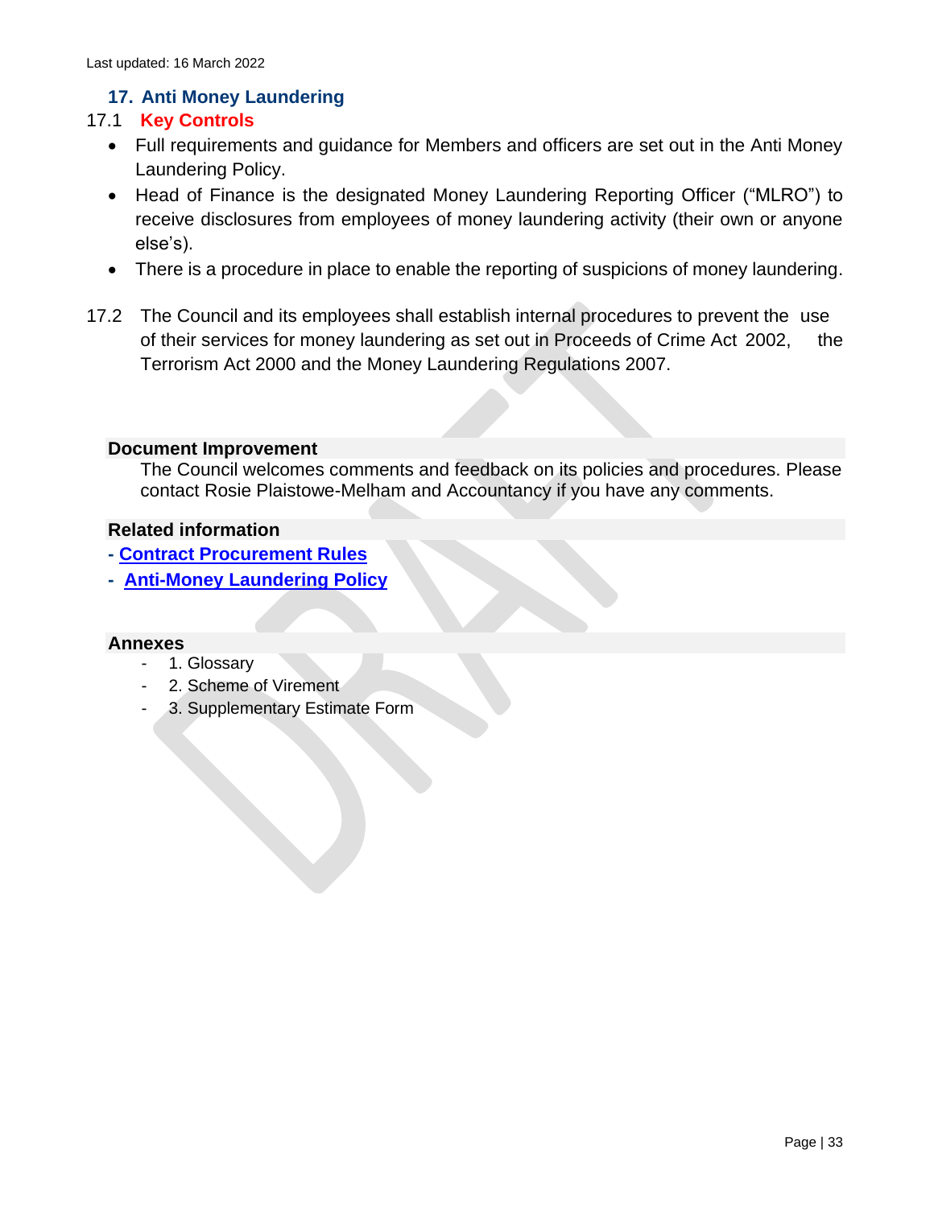Last updated: 16 March 2022

## 17. Anti Money Laundering

### 17.1 Key Controls

- Full requirements and guidance for Members and officers are set out in the Anti Money Laundering Policy.
- Head of Finance is the designated Money Laundering Reporting Officer ("MLRO") to receive disclosures from employees of money laundering activity (their own or anyone else's).
- There is a procedure in place to enable the reporting of suspicions of money laundering.

17.2 The Council and its employees shall establish internal procedures to prevent the use of their services for money laundering as set out in Proceeds of Crime Act 2002, the Terrorism Act 2000 and the Money Laundering Regulations 2007.

**Document Improvement**

The Council welcomes comments and feedback on its policies and procedures. Please contact Rosie Plaistowe-Melham and Accountancy if you have any comments.

**Related information**

- **Contract Procurement Rules**
- **Anti-Money Laundering Policy**

**Annexes**

- 1. Glossary
- 2. Scheme of Virement
- 3. Supplementary Estimate Form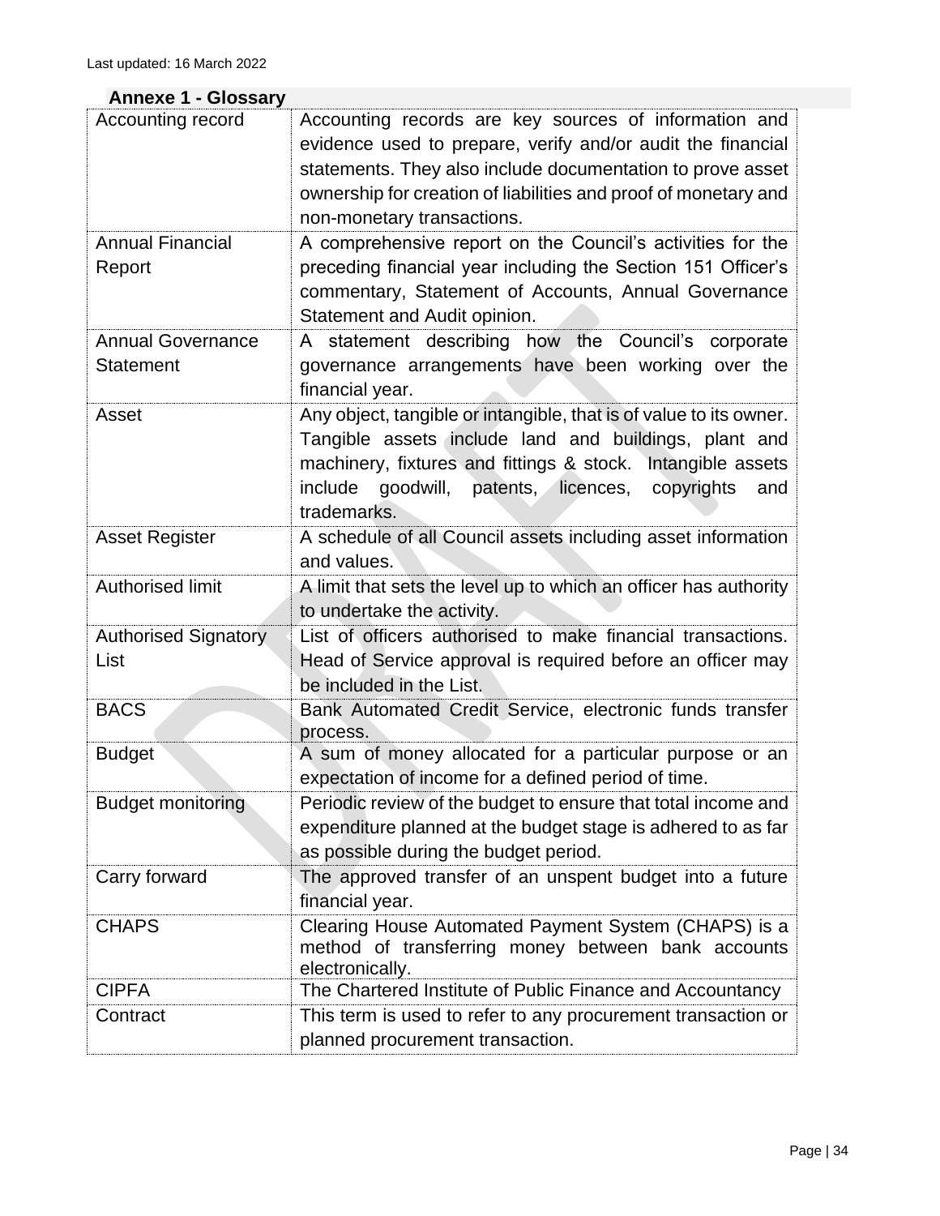Last updated: 16 March 2022

## Annexe 1 - Glossary

| | |
|---|---|
| Accounting record | Accounting records are key sources of information and evidence used to prepare, verify and/or audit the financial statements. They also include documentation to prove asset ownership for creation of liabilities and proof of monetary and non-monetary transactions. |
| Annual Financial Report | A comprehensive report on the Council's activities for the preceding financial year including the Section 151 Officer's commentary, Statement of Accounts, Annual Governance Statement and Audit opinion. |
| Annual Governance Statement | A statement describing how the Council's corporate governance arrangements have been working over the financial year. |
| Asset | Any object, tangible or intangible, that is of value to its owner. Tangible assets include land and buildings, plant and machinery, fixtures and fittings & stock. Intangible assets include goodwill, patents, licences, copyrights and trademarks. |
| Asset Register | A schedule of all Council assets including asset information and values. |
| Authorised limit | A limit that sets the level up to which an officer has authority to undertake the activity. |
| Authorised Signatory List | List of officers authorised to make financial transactions. Head of Service approval is required before an officer may be included in the List. |
| BACS | Bank Automated Credit Service, electronic funds transfer process. |
| Budget | A sum of money allocated for a particular purpose or an expectation of income for a defined period of time. |
| Budget monitoring | Periodic review of the budget to ensure that total income and expenditure planned at the budget stage is adhered to as far as possible during the budget period. |
| Carry forward | The approved transfer of an unspent budget into a future financial year. |
| CHAPS | Clearing House Automated Payment System (CHAPS) is a method of transferring money between bank accounts electronically. |
| CIPFA | The Chartered Institute of Public Finance and Accountancy |
| Contract | This term is used to refer to any procurement transaction or planned procurement transaction. |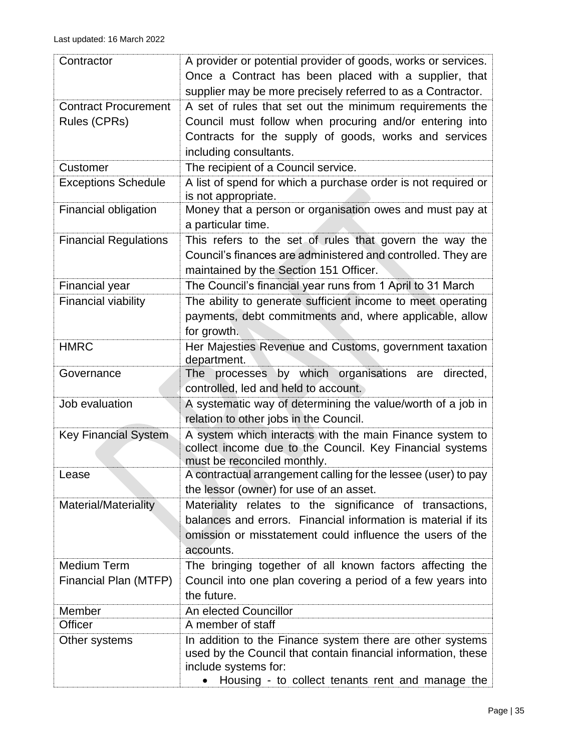Last updated: 16 March 2022

| | |
|---|---|
| Contractor | A provider or potential provider of goods, works or services. Once a Contract has been placed with a supplier, that supplier may be more precisely referred to as a Contractor. |
| Contract Procurement Rules (CPRs) | A set of rules that set out the minimum requirements the Council must follow when procuring and/or entering into Contracts for the supply of goods, works and services including consultants. |
| Customer | The recipient of a Council service. |
| Exceptions Schedule | A list of spend for which a purchase order is not required or is not appropriate. |
| Financial obligation | Money that a person or organisation owes and must pay at a particular time. |
| Financial Regulations | This refers to the set of rules that govern the way the Council's finances are administered and controlled. They are maintained by the Section 151 Officer. |
| Financial year | The Council's financial year runs from 1 April to 31 March |
| Financial viability | The ability to generate sufficient income to meet operating payments, debt commitments and, where applicable, allow for growth. |
| HMRC | Her Majesties Revenue and Customs, government taxation department. |
| Governance | The processes by which organisations are directed, controlled, led and held to account. |
| Job evaluation | A systematic way of determining the value/worth of a job in relation to other jobs in the Council. |
| Key Financial System | A system which interacts with the main Finance system to collect income due to the Council. Key Financial systems must be reconciled monthly. |
| Lease | A contractual arrangement calling for the lessee (user) to pay the lessor (owner) for use of an asset. |
| Material/Materiality | Materiality relates to the significance of transactions, balances and errors. Financial information is material if its omission or misstatement could influence the users of the accounts. |
| Medium Term Financial Plan (MTFP) | The bringing together of all known factors affecting the Council into one plan covering a period of a few years into the future. |
| Member | An elected Councillor |
| Officer | A member of staff |
| Other systems | In addition to the Finance system there are other systems used by the Council that contain financial information, these include systems for: <br>• Housing - to collect tenants rent and manage the |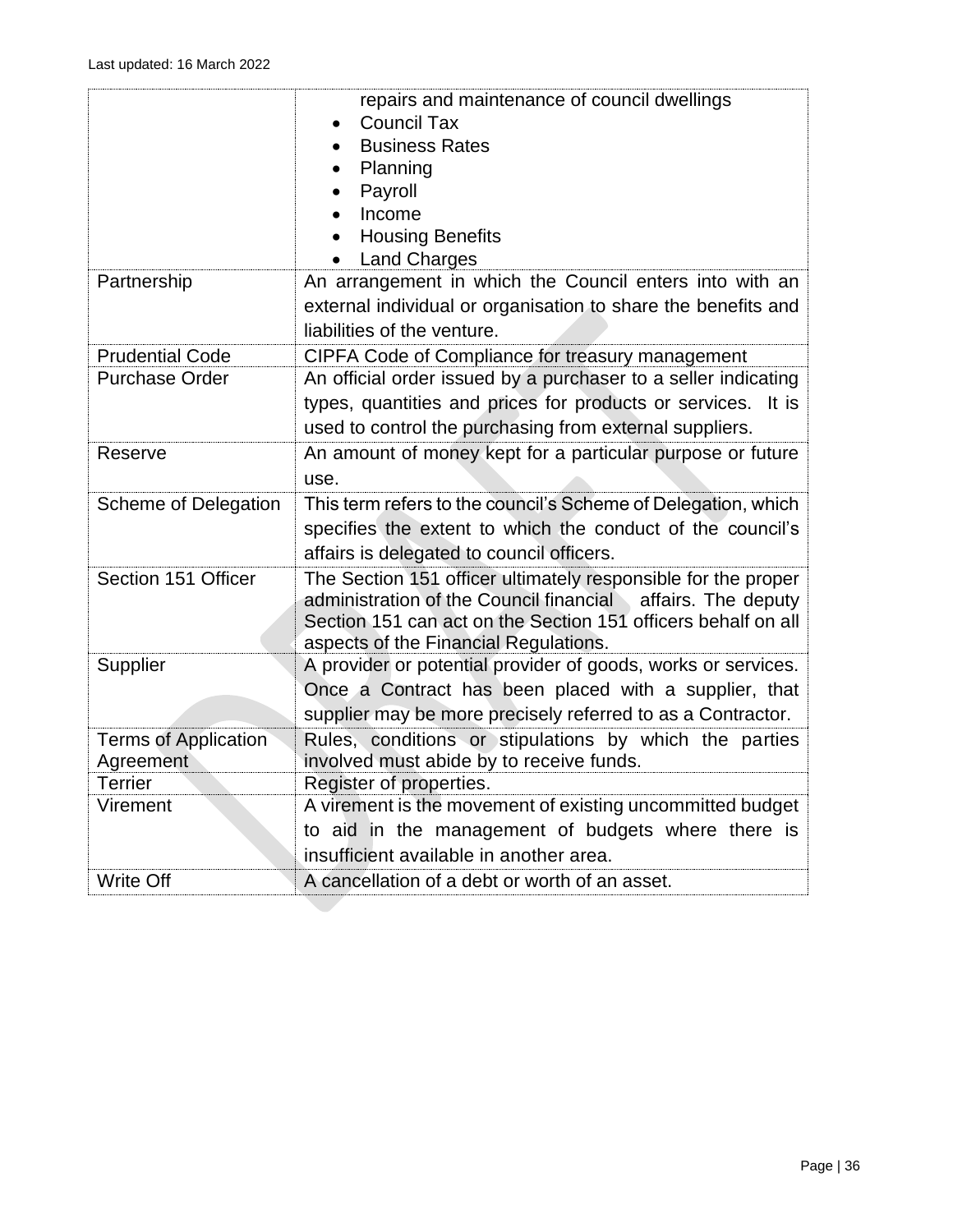| | |
|---|---|
| | repairs and maintenance of council dwellings<br>• Council Tax<br>• Business Rates<br>• Planning<br>• Payroll<br>• Income<br>• Housing Benefits<br>• Land Charges |
| Partnership | An arrangement in which the Council enters into with an external individual or organisation to share the benefits and liabilities of the venture. |
| Prudential Code | CIPFA Code of Compliance for treasury management |
| Purchase Order | An official order issued by a purchaser to a seller indicating types, quantities and prices for products or services. It is used to control the purchasing from external suppliers. |
| Reserve | An amount of money kept for a particular purpose or future use. |
| Scheme of Delegation | This term refers to the council's Scheme of Delegation, which specifies the extent to which the conduct of the council's affairs is delegated to council officers. |
| Section 151 Officer | The Section 151 officer ultimately responsible for the proper administration of the Council financial affairs. The deputy Section 151 can act on the Section 151 officers behalf on all aspects of the Financial Regulations. |
| Supplier | A provider or potential provider of goods, works or services. Once a Contract has been placed with a supplier, that supplier may be more precisely referred to as a Contractor. |
| Terms of Application Agreement | Rules, conditions or stipulations by which the parties involved must abide by to receive funds. |
| Terrier | Register of properties. |
| Virement | A virement is the movement of existing uncommitted budget to aid in the management of budgets where there is insufficient available in another area. |
| Write Off | A cancellation of a debt or worth of an asset. |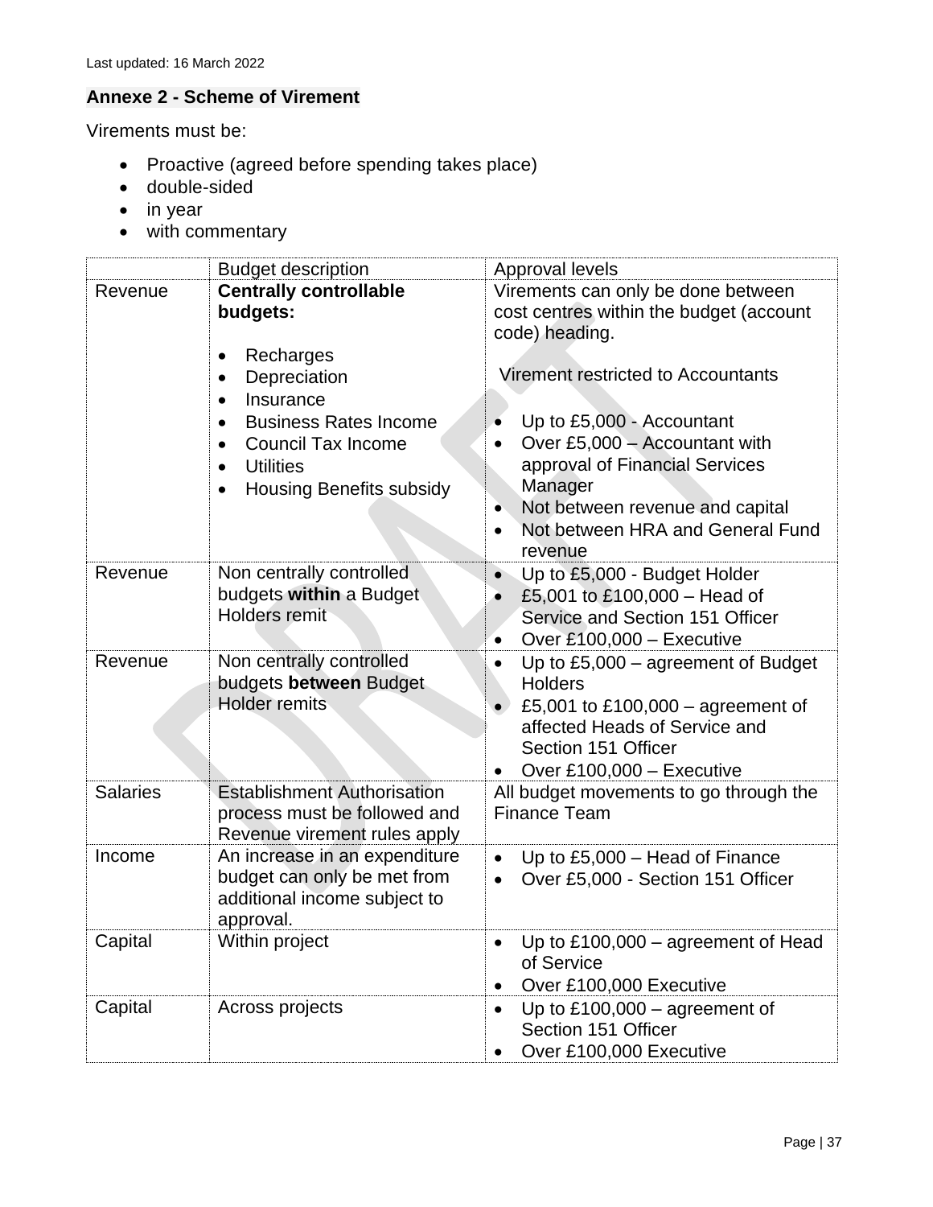Last updated: 16 March 2022

## Annexe 2 - Scheme of Virement

Virements must be:

- Proactive (agreed before spending takes place)
- double-sided
- in year
- with commentary

| | Budget description | Approval levels |
|---|---|---|
| Revenue | **Centrally controllable budgets:**<br><br>• Recharges<br>• Depreciation<br>• Insurance<br>• Business Rates Income<br>• Council Tax Income<br>• Utilities<br>• Housing Benefits subsidy | Virements can only be done between cost centres within the budget (account code) heading.<br><br>Virement restricted to Accountants<br><br>• Up to £5,000 - Accountant<br>• Over £5,000 – Accountant with approval of Financial Services Manager<br>• Not between revenue and capital<br>• Not between HRA and General Fund revenue |
| Revenue | Non centrally controlled budgets **within** a Budget Holders remit | • Up to £5,000 - Budget Holder<br>• £5,001 to £100,000 – Head of Service and Section 151 Officer<br>• Over £100,000 – Executive |
| Revenue | Non centrally controlled budgets **between** Budget Holder remits | • Up to £5,000 – agreement of Budget Holders<br>• £5,001 to £100,000 – agreement of affected Heads of Service and Section 151 Officer<br>• Over £100,000 – Executive |
| Salaries | Establishment Authorisation process must be followed and Revenue virement rules apply | All budget movements to go through the Finance Team |
| Income | An increase in an expenditure budget can only be met from additional income subject to approval. | • Up to £5,000 – Head of Finance<br>• Over £5,000 - Section 151 Officer |
| Capital | Within project | • Up to £100,000 – agreement of Head of Service<br>• Over £100,000 Executive |
| Capital | Across projects | • Up to £100,000 – agreement of Section 151 Officer<br>• Over £100,000 Executive |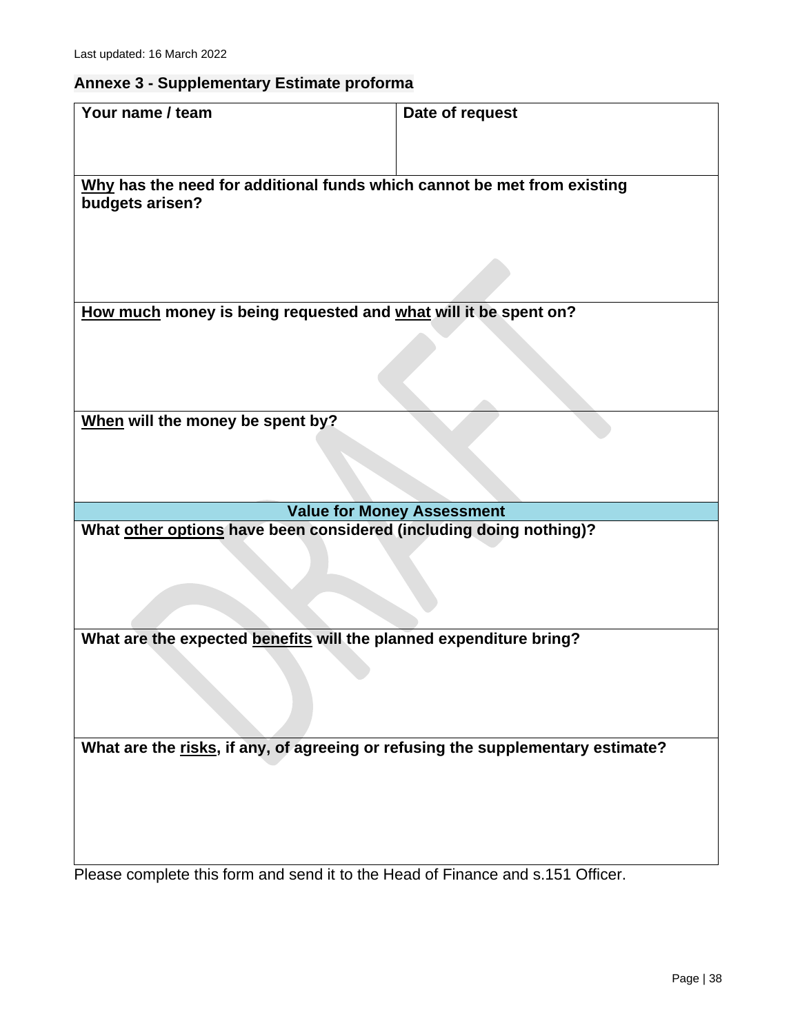Last updated: 16 March 2022

## Annexe 3 - Supplementary Estimate proforma

| | |
|---|---|
| **Your name / team** | **Date of request** |
| **Why has the need for additional funds which cannot be met from existing budgets arisen?** | |
| **How much money is being requested and what will it be spent on?** | |
| **When will the money be spent by?** | |
| **Value for Money Assessment** | |
| **What other options have been considered (including doing nothing)?** | |
| **What are the expected benefits will the planned expenditure bring?** | |
| **What are the risks, if any, of agreeing or refusing the supplementary estimate?** | |

Please complete this form and send it to the Head of Finance and s.151 Officer.